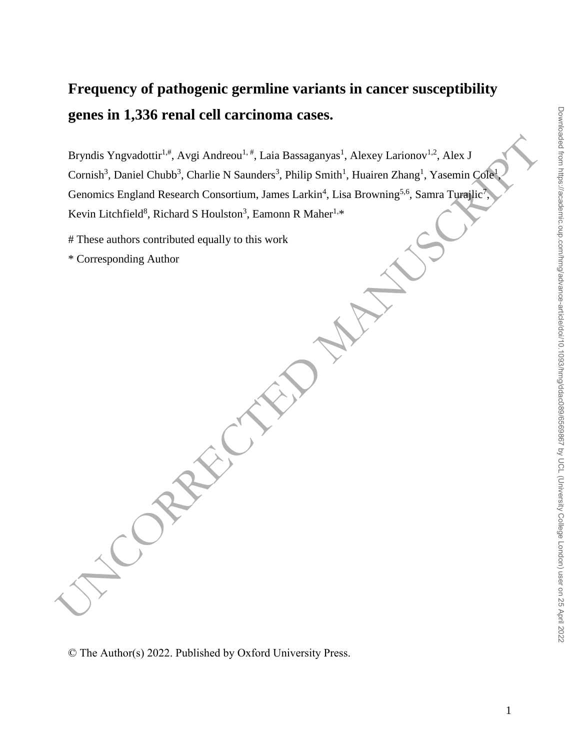# Frequency of pathogenic germline variants in cancer susceptibility genes in 1,336 renal cell carcinoma cases.

Bryndis Yngvadottir[1,#], Avgi Andreou[1,#], Laia Bassaganyas[1], Alexey Larionov[1,2], Alex J Cornish[3], Daniel Chubb[3], Charlie N Saunders[3], Philip Smith[1], Huairen Zhang[1], Yasemin Cole[1], Genomics England Research Consortium, James Larkin[4], Lisa Browning[5,6], Samra Turajlic[7], Kevin Litchfield[8], Richard S Houlston[3], Eamonn R Maher[1,*]

# These authors contributed equally to this work

* Corresponding Author

© The Author(s) 2022. Published by Oxford University Press.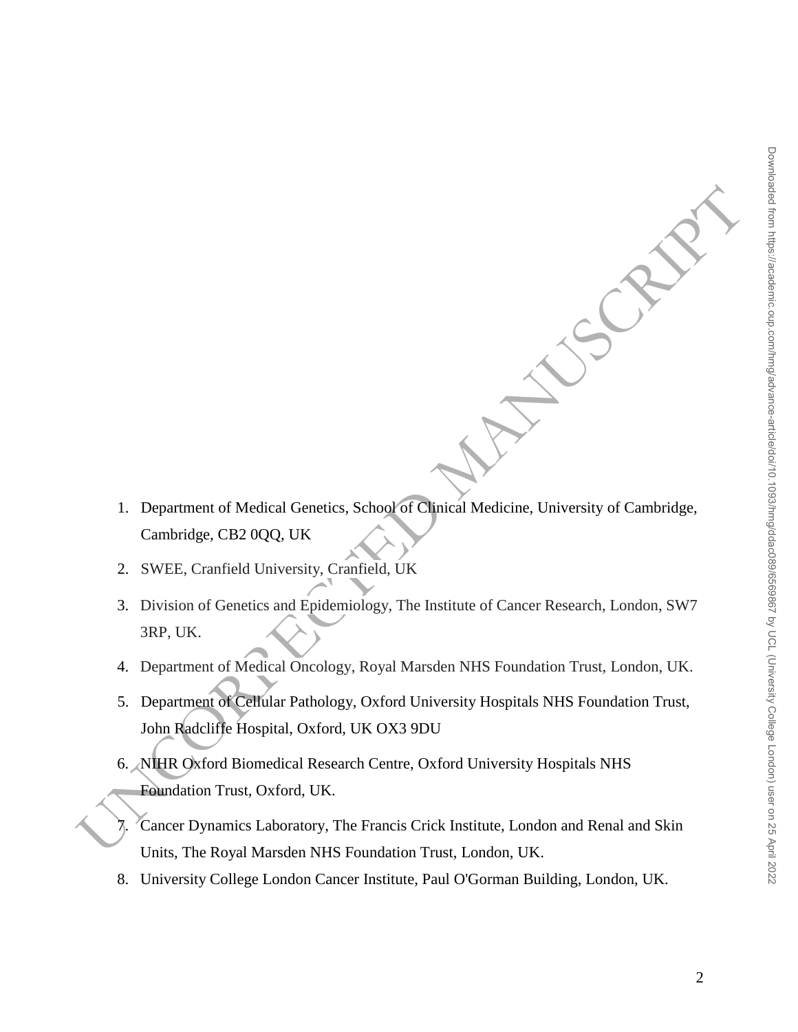1. Department of Medical Genetics, School of Clinical Medicine, University of Cambridge, Cambridge, CB2 0QQ, UK
2. SWEE, Cranfield University, Cranfield, UK
3. Division of Genetics and Epidemiology, The Institute of Cancer Research, London, SW7 3RP, UK.
4. Department of Medical Oncology, Royal Marsden NHS Foundation Trust, London, UK.
5. Department of Cellular Pathology, Oxford University Hospitals NHS Foundation Trust, John Radcliffe Hospital, Oxford, UK OX3 9DU
6. NIHR Oxford Biomedical Research Centre, Oxford University Hospitals NHS Foundation Trust, Oxford, UK.
7. Cancer Dynamics Laboratory, The Francis Crick Institute, London and Renal and Skin Units, The Royal Marsden NHS Foundation Trust, London, UK.
8. University College London Cancer Institute, Paul O'Gorman Building, London, UK.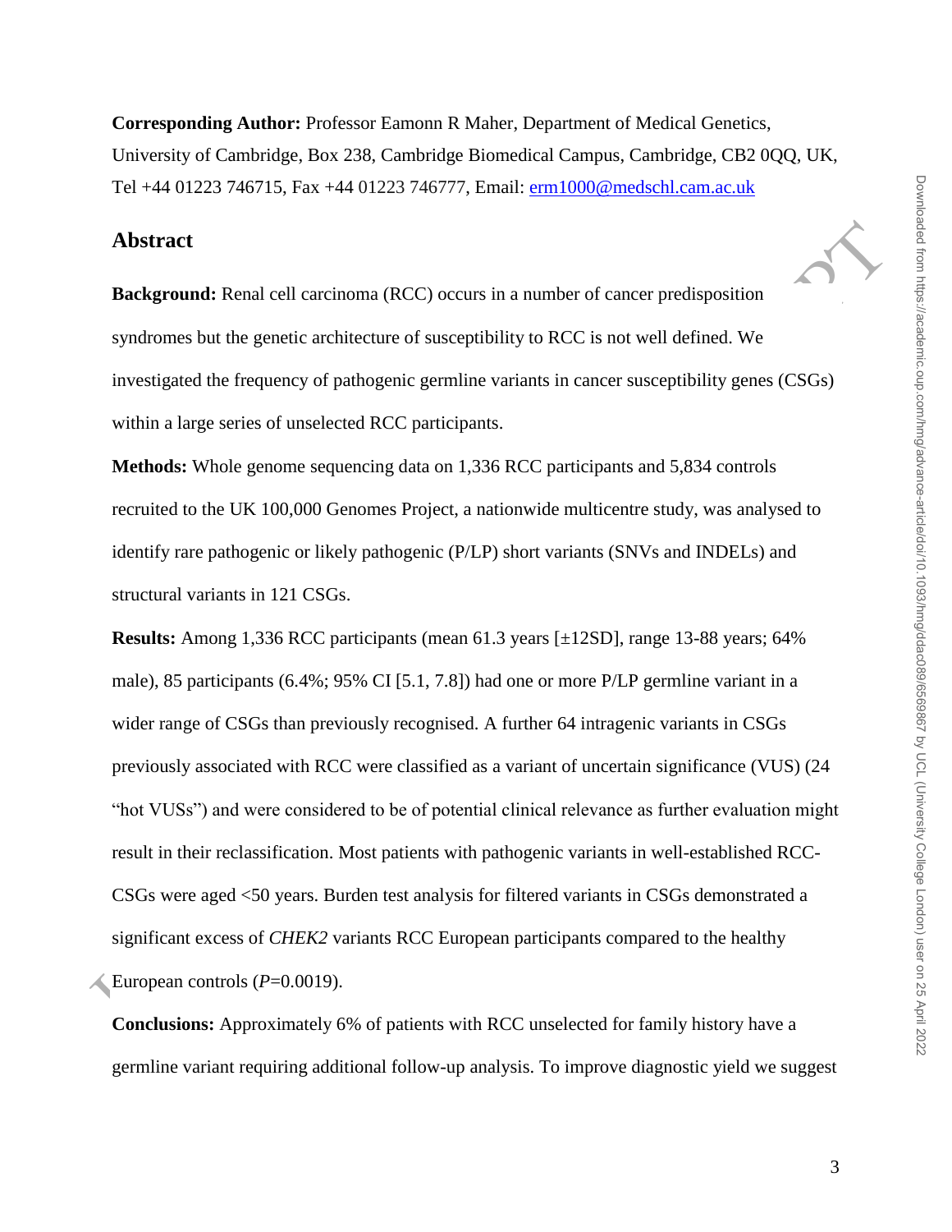**Corresponding Author:** Professor Eamonn R Maher, Department of Medical Genetics, University of Cambridge, Box 238, Cambridge Biomedical Campus, Cambridge, CB2 0QQ, UK, Tel +44 01223 746715, Fax +44 01223 746777, Email: erm1000@medschl.cam.ac.uk

## Abstract

**Background:** Renal cell carcinoma (RCC) occurs in a number of cancer predisposition syndromes but the genetic architecture of susceptibility to RCC is not well defined. We investigated the frequency of pathogenic germline variants in cancer susceptibility genes (CSGs) within a large series of unselected RCC participants.

**Methods:** Whole genome sequencing data on 1,336 RCC participants and 5,834 controls recruited to the UK 100,000 Genomes Project, a nationwide multicentre study, was analysed to identify rare pathogenic or likely pathogenic (P/LP) short variants (SNVs and INDELs) and structural variants in 121 CSGs.

**Results:** Among 1,336 RCC participants (mean 61.3 years [±12SD], range 13-88 years; 64% male), 85 participants (6.4%; 95% CI [5.1, 7.8]) had one or more P/LP germline variant in a wider range of CSGs than previously recognised. A further 64 intragenic variants in CSGs previously associated with RCC were classified as a variant of uncertain significance (VUS) (24 "hot VUSs") and were considered to be of potential clinical relevance as further evaluation might result in their reclassification. Most patients with pathogenic variants in well-established RCC-CSGs were aged <50 years. Burden test analysis for filtered variants in CSGs demonstrated a significant excess of *CHEK2* variants RCC European participants compared to the healthy European controls ($P$=0.0019).

**Conclusions:** Approximately 6% of patients with RCC unselected for family history have a germline variant requiring additional follow-up analysis. To improve diagnostic yield we suggest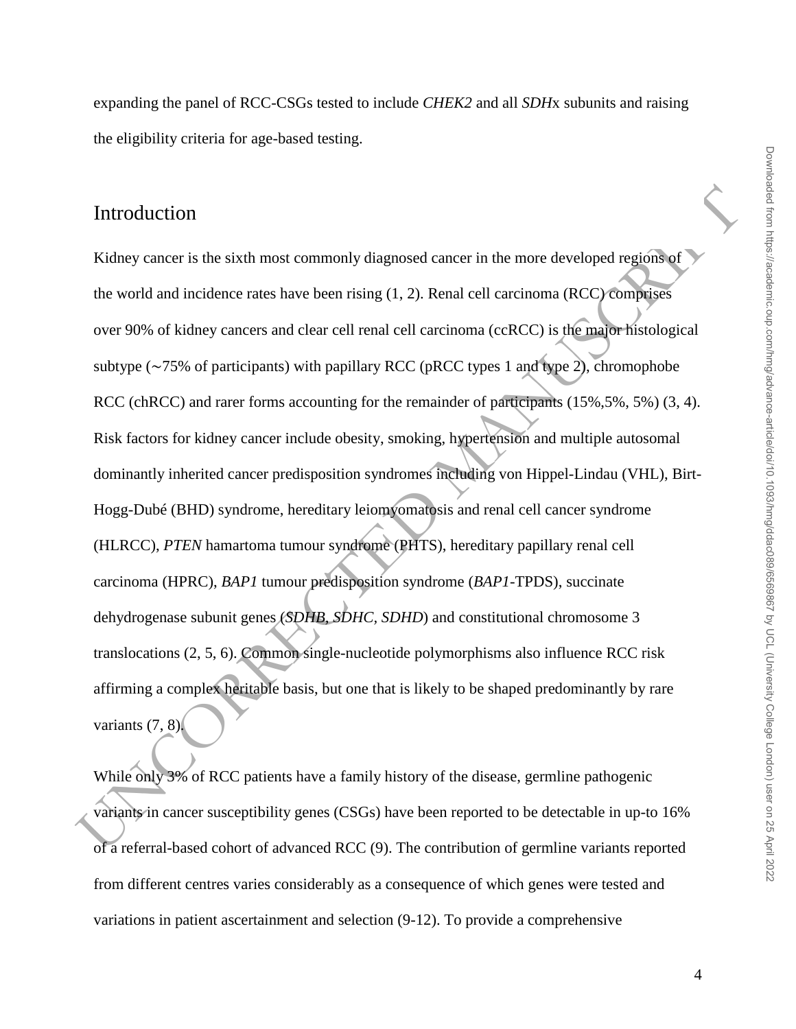expanding the panel of RCC-CSGs tested to include *CHEK2* and all *SDH*x subunits and raising the eligibility criteria for age-based testing.

## Introduction

Kidney cancer is the sixth most commonly diagnosed cancer in the more developed regions of the world and incidence rates have been rising (1, 2). Renal cell carcinoma (RCC) comprises over 90% of kidney cancers and clear cell renal cell carcinoma (ccRCC) is the major histological subtype (∼75% of participants) with papillary RCC (pRCC types 1 and type 2), chromophobe RCC (chRCC) and rarer forms accounting for the remainder of participants (15%,5%, 5%) (3, 4). Risk factors for kidney cancer include obesity, smoking, hypertension and multiple autosomal dominantly inherited cancer predisposition syndromes including von Hippel-Lindau (VHL), Birt-Hogg-Dubé (BHD) syndrome, hereditary leiomyomatosis and renal cell cancer syndrome (HLRCC), *PTEN* hamartoma tumour syndrome (PHTS), hereditary papillary renal cell carcinoma (HPRC), *BAP1* tumour predisposition syndrome (*BAP1*-TPDS), succinate dehydrogenase subunit genes (*SDHB, SDHC, SDHD*) and constitutional chromosome 3 translocations (2, 5, 6). Common single-nucleotide polymorphisms also influence RCC risk affirming a complex heritable basis, but one that is likely to be shaped predominantly by rare variants (7, 8).

While only 3% of RCC patients have a family history of the disease, germline pathogenic variants in cancer susceptibility genes (CSGs) have been reported to be detectable in up-to 16% of a referral-based cohort of advanced RCC (9). The contribution of germline variants reported from different centres varies considerably as a consequence of which genes were tested and variations in patient ascertainment and selection (9-12). To provide a comprehensive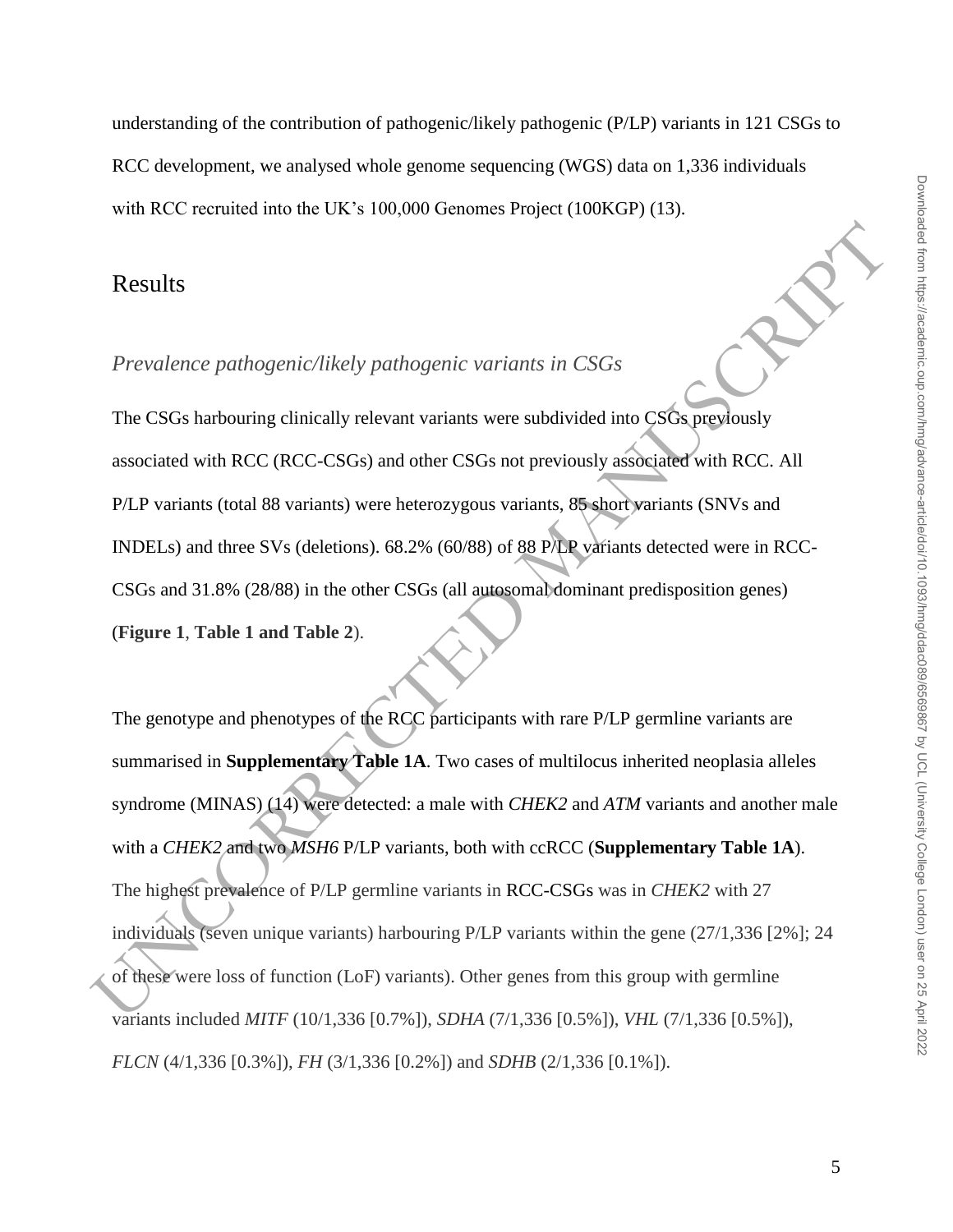understanding of the contribution of pathogenic/likely pathogenic (P/LP) variants in 121 CSGs to RCC development, we analysed whole genome sequencing (WGS) data on 1,336 individuals with RCC recruited into the UK's 100,000 Genomes Project (100KGP) (13).

## Results

### *Prevalence pathogenic/likely pathogenic variants in CSGs*

The CSGs harbouring clinically relevant variants were subdivided into CSGs previously associated with RCC (RCC-CSGs) and other CSGs not previously associated with RCC. All P/LP variants (total 88 variants) were heterozygous variants, 85 short variants (SNVs and INDELs) and three SVs (deletions). 68.2% (60/88) of 88 P/LP variants detected were in RCC-CSGs and 31.8% (28/88) in the other CSGs (all autosomal dominant predisposition genes) (**Figure 1**, **Table 1 and Table 2**).

The genotype and phenotypes of the RCC participants with rare P/LP germline variants are summarised in **Supplementary Table 1A**. Two cases of multilocus inherited neoplasia alleles syndrome (MINAS) (14) were detected: a male with *CHEK2* and *ATM* variants and another male with a *CHEK2* and two *MSH6* P/LP variants, both with ccRCC (**Supplementary Table 1A**). The highest prevalence of P/LP germline variants in RCC-CSGs was in *CHEK2* with 27 individuals (seven unique variants) harbouring P/LP variants within the gene (27/1,336 [2%]; 24 of these were loss of function (LoF) variants). Other genes from this group with germline variants included *MITF* (10/1,336 [0.7%]), *SDHA* (7/1,336 [0.5%]), *VHL* (7/1,336 [0.5%]), *FLCN* (4/1,336 [0.3%]), *FH* (3/1,336 [0.2%]) and *SDHB* (2/1,336 [0.1%]).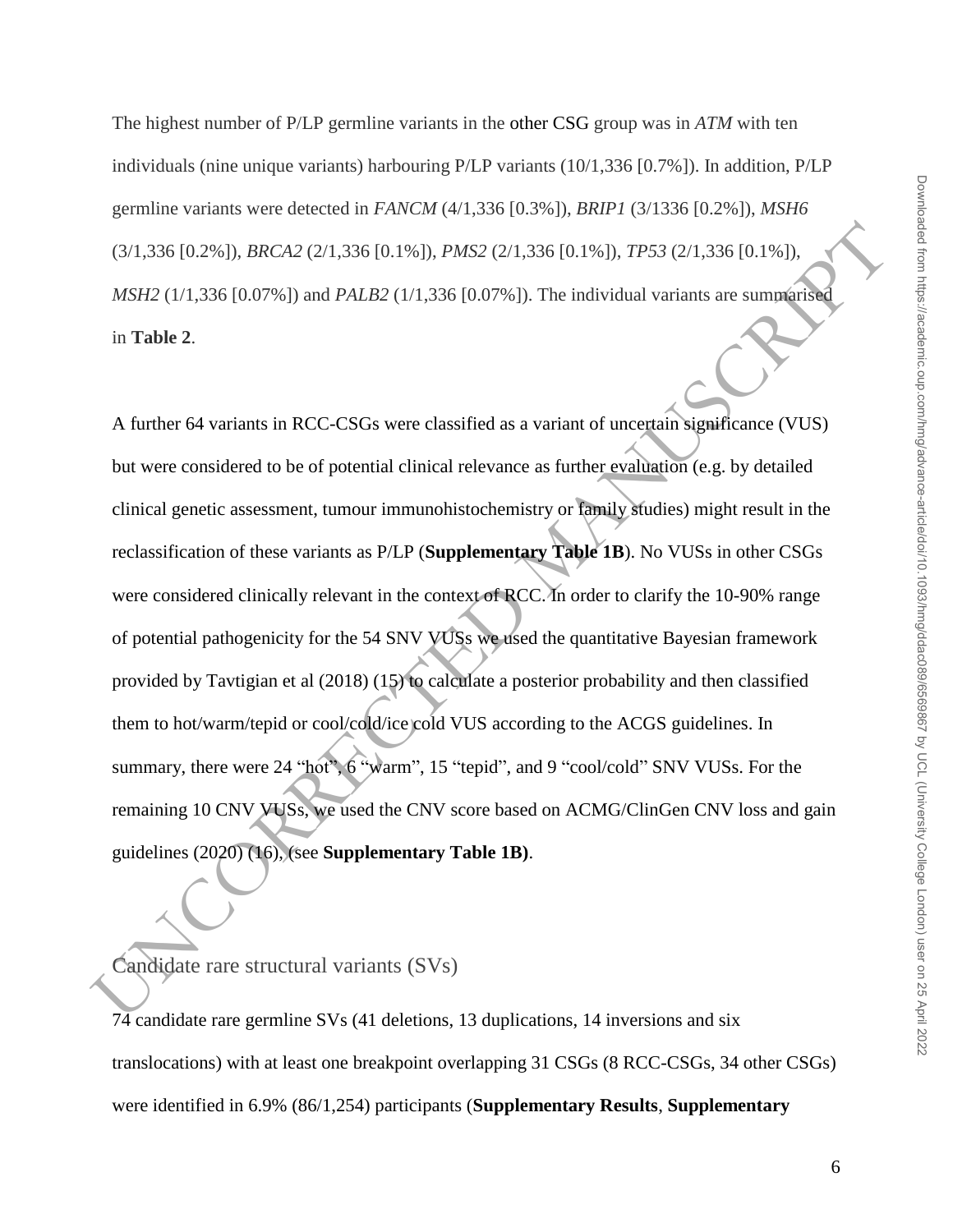The highest number of P/LP germline variants in the other CSG group was in *ATM* with ten individuals (nine unique variants) harbouring P/LP variants (10/1,336 [0.7%]). In addition, P/LP germline variants were detected in *FANCM* (4/1,336 [0.3%]), *BRIP1* (3/1336 [0.2%]), *MSH6* (3/1,336 [0.2%]), *BRCA2* (2/1,336 [0.1%]), *PMS2* (2/1,336 [0.1%]), *TP53* (2/1,336 [0.1%]), *MSH2* (1/1,336 [0.07%]) and *PALB2* (1/1,336 [0.07%]). The individual variants are summarised in **Table 2**.

A further 64 variants in RCC-CSGs were classified as a variant of uncertain significance (VUS) but were considered to be of potential clinical relevance as further evaluation (e.g. by detailed clinical genetic assessment, tumour immunohistochemistry or family studies) might result in the reclassification of these variants as P/LP (**Supplementary Table 1B**). No VUSs in other CSGs were considered clinically relevant in the context of RCC. In order to clarify the 10-90% range of potential pathogenicity for the 54 SNV VUSs we used the quantitative Bayesian framework provided by Tavtigian et al (2018) (15) to calculate a posterior probability and then classified them to hot/warm/tepid or cool/cold/ice cold VUS according to the ACGS guidelines. In summary, there were 24 "hot", 6 "warm", 15 "tepid", and 9 "cool/cold" SNV VUSs. For the remaining 10 CNV VUSs, we used the CNV score based on ACMG/ClinGen CNV loss and gain guidelines (2020) (16), (see **Supplementary Table 1B)**.

## Candidate rare structural variants (SVs)

74 candidate rare germline SVs (41 deletions, 13 duplications, 14 inversions and six translocations) with at least one breakpoint overlapping 31 CSGs (8 RCC-CSGs, 34 other CSGs) were identified in 6.9% (86/1,254) participants (**Supplementary Results**, **Supplementary**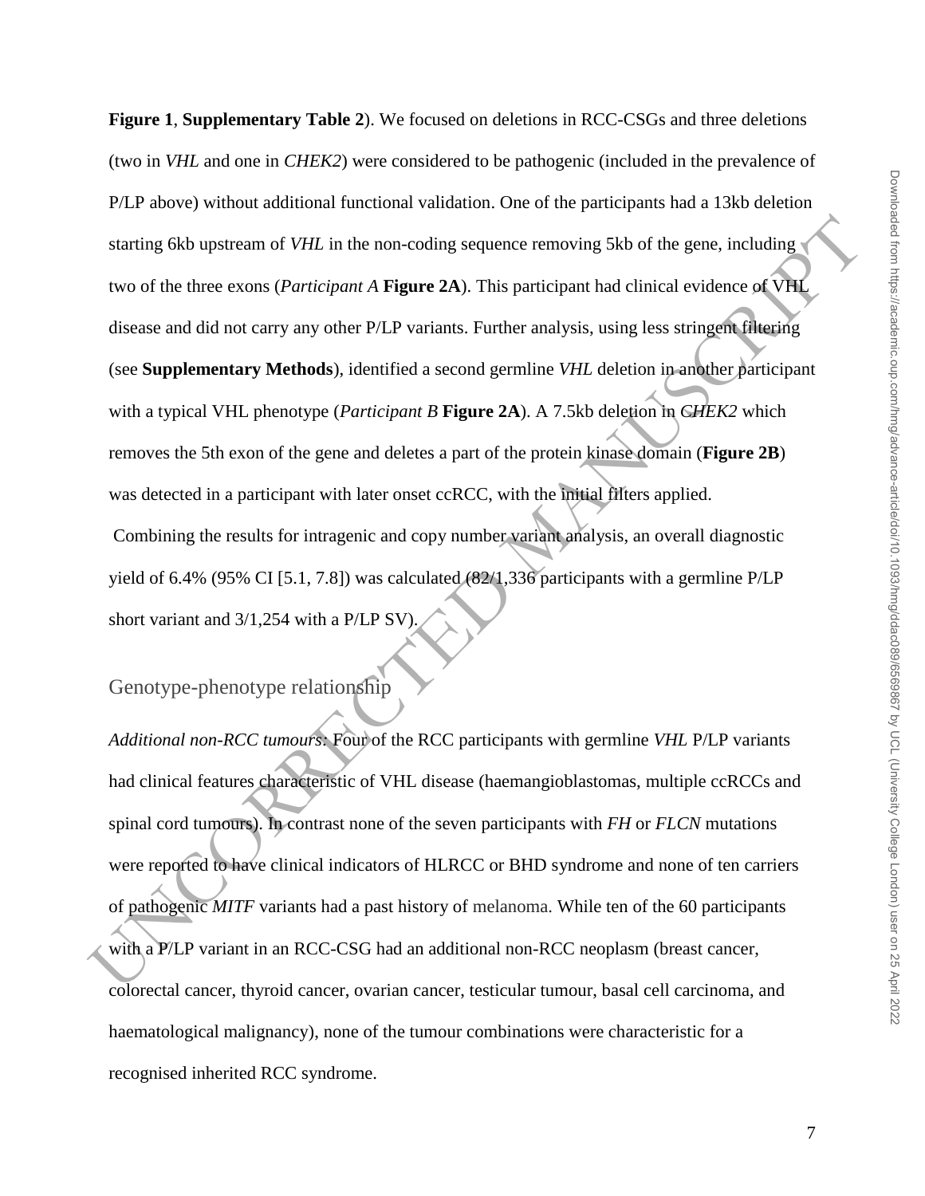**Figure 1**, **Supplementary Table 2**). We focused on deletions in RCC-CSGs and three deletions (two in *VHL* and one in *CHEK2*) were considered to be pathogenic (included in the prevalence of P/LP above) without additional functional validation. One of the participants had a 13kb deletion starting 6kb upstream of *VHL* in the non-coding sequence removing 5kb of the gene, including two of the three exons (*Participant A* **Figure 2A**). This participant had clinical evidence of VHL disease and did not carry any other P/LP variants. Further analysis, using less stringent filtering (see **Supplementary Methods**), identified a second germline *VHL* deletion in another participant with a typical VHL phenotype (*Participant B* **Figure 2A**). A 7.5kb deletion in *CHEK2* which removes the 5th exon of the gene and deletes a part of the protein kinase domain (**Figure 2B**) was detected in a participant with later onset ccRCC, with the initial filters applied.

Combining the results for intragenic and copy number variant analysis, an overall diagnostic yield of 6.4% (95% CI [5.1, 7.8]) was calculated (82/1,336 participants with a germline P/LP short variant and 3/1,254 with a P/LP SV).

## Genotype-phenotype relationship

*Additional non-RCC tumours*: Four of the RCC participants with germline *VHL* P/LP variants had clinical features characteristic of VHL disease (haemangioblastomas, multiple ccRCCs and spinal cord tumours). In contrast none of the seven participants with *FH* or *FLCN* mutations were reported to have clinical indicators of HLRCC or BHD syndrome and none of ten carriers of pathogenic *MITF* variants had a past history of melanoma. While ten of the 60 participants with a P/LP variant in an RCC-CSG had an additional non-RCC neoplasm (breast cancer, colorectal cancer, thyroid cancer, ovarian cancer, testicular tumour, basal cell carcinoma, and haematological malignancy), none of the tumour combinations were characteristic for a recognised inherited RCC syndrome.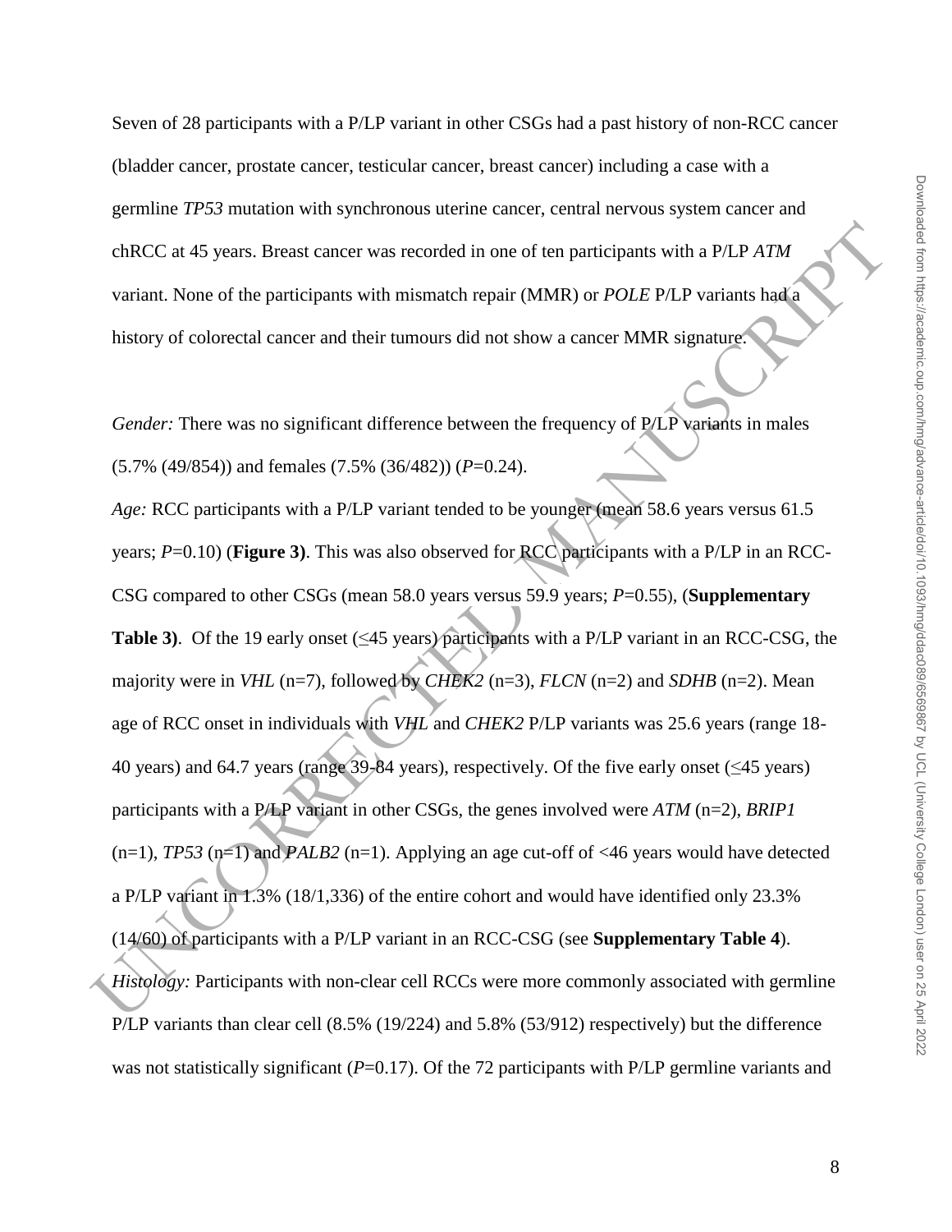Seven of 28 participants with a P/LP variant in other CSGs had a past history of non-RCC cancer (bladder cancer, prostate cancer, testicular cancer, breast cancer) including a case with a germline *TP53* mutation with synchronous uterine cancer, central nervous system cancer and chRCC at 45 years. Breast cancer was recorded in one of ten participants with a P/LP *ATM* variant. None of the participants with mismatch repair (MMR) or *POLE* P/LP variants had a history of colorectal cancer and their tumours did not show a cancer MMR signature.

*Gender:* There was no significant difference between the frequency of P/LP variants in males (5.7% (49/854)) and females (7.5% (36/482)) ($P$=0.24).

*Age:* RCC participants with a P/LP variant tended to be younger (mean 58.6 years versus 61.5 years; $P$=0.10) (**Figure 3)**. This was also observed for RCC participants with a P/LP in an RCC-CSG compared to other CSGs (mean 58.0 years versus 59.9 years; $P$=0.55), (**Supplementary Table 3)**. Of the 19 early onset (≤45 years) participants with a P/LP variant in an RCC-CSG, the majority were in *VHL* (n=7), followed by *CHEK2* (n=3), *FLCN* (n=2) and *SDHB* (n=2). Mean age of RCC onset in individuals with *VHL* and *CHEK2* P/LP variants was 25.6 years (range 18-40 years) and 64.7 years (range 39-84 years), respectively. Of the five early onset (≤45 years) participants with a P/LP variant in other CSGs, the genes involved were *ATM* (n=2), *BRIP1* (n=1), *TP53* (n=1) and *PALB2* (n=1). Applying an age cut-off of <46 years would have detected a P/LP variant in 1.3% (18/1,336) of the entire cohort and would have identified only 23.3% (14/60) of participants with a P/LP variant in an RCC-CSG (see **Supplementary Table 4**).

*Histology:* Participants with non-clear cell RCCs were more commonly associated with germline P/LP variants than clear cell (8.5% (19/224) and 5.8% (53/912) respectively) but the difference was not statistically significant ($P$=0.17). Of the 72 participants with P/LP germline variants and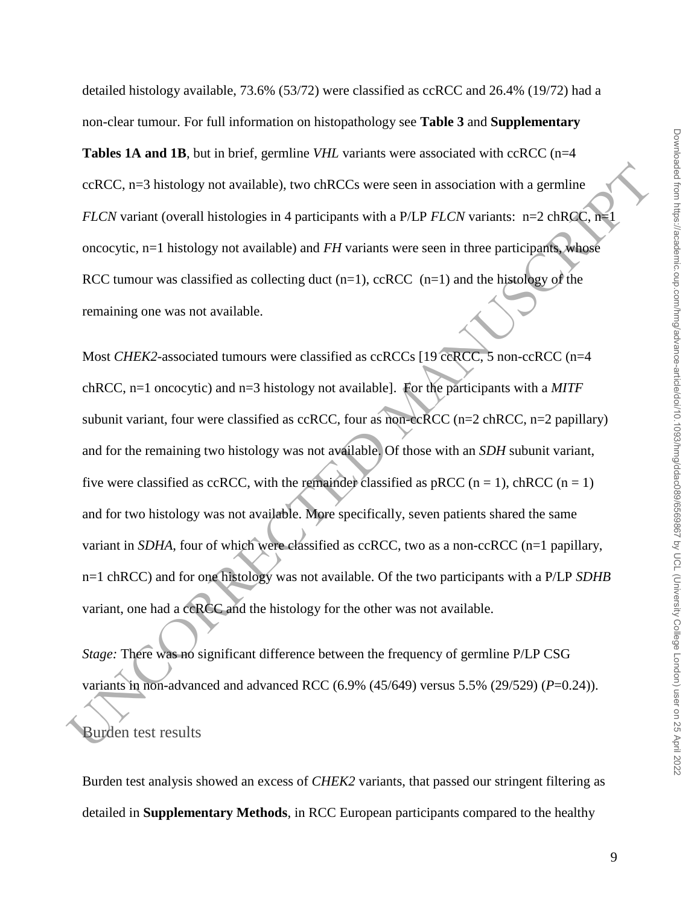detailed histology available, 73.6% (53/72) were classified as ccRCC and 26.4% (19/72) had a non-clear tumour. For full information on histopathology see **Table 3** and **Supplementary Tables 1A and 1B**, but in brief, germline *VHL* variants were associated with ccRCC (n=4 ccRCC, n=3 histology not available), two chRCCs were seen in association with a germline *FLCN* variant (overall histologies in 4 participants with a P/LP *FLCN* variants: n=2 chRCC, n=1 oncocytic, n=1 histology not available) and *FH* variants were seen in three participants, whose RCC tumour was classified as collecting duct (n=1), ccRCC (n=1) and the histology of the remaining one was not available.

Most *CHEK2*-associated tumours were classified as ccRCCs [19 ccRCC, 5 non-ccRCC (n=4 chRCC, n=1 oncocytic) and n=3 histology not available]. For the participants with a *MITF* subunit variant, four were classified as ccRCC, four as non-ccRCC (n=2 chRCC, n=2 papillary) and for the remaining two histology was not available. Of those with an *SDH* subunit variant, five were classified as ccRCC, with the remainder classified as pRCC (n = 1), chRCC (n = 1) and for two histology was not available. More specifically, seven patients shared the same variant in *SDHA*, four of which were classified as ccRCC, two as a non-ccRCC (n=1 papillary, n=1 chRCC) and for one histology was not available. Of the two participants with a P/LP *SDHB* variant, one had a ccRCC and the histology for the other was not available.

*Stage:* There was no significant difference between the frequency of germline P/LP CSG variants in non-advanced and advanced RCC (6.9% (45/649) versus 5.5% (29/529) (*P*=0.24)).

## Burden test results

Burden test analysis showed an excess of *CHEK2* variants, that passed our stringent filtering as detailed in **Supplementary Methods**, in RCC European participants compared to the healthy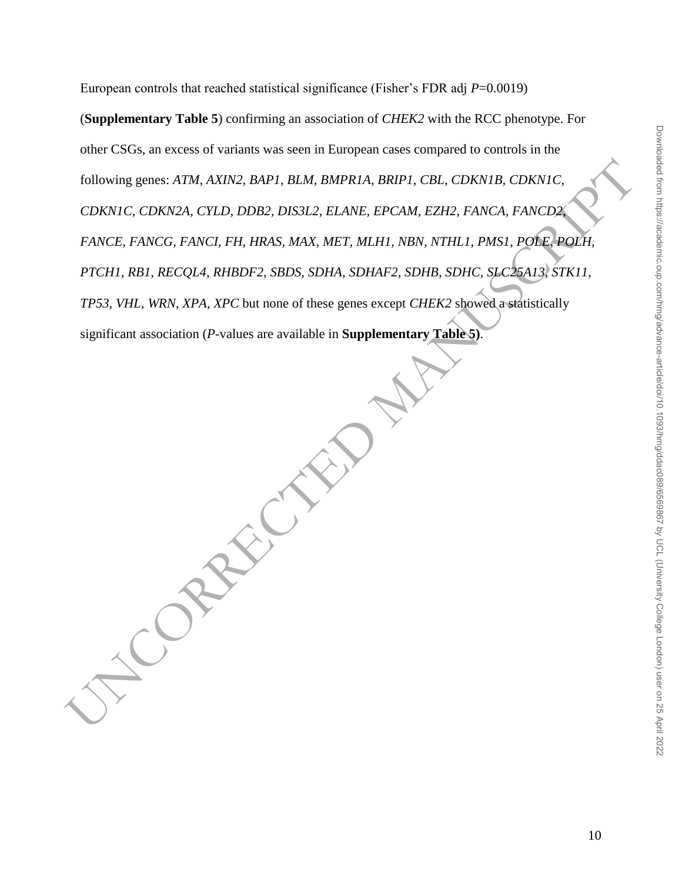European controls that reached statistical significance (Fisher's FDR adj $P$=0.0019) (**Supplementary Table 5**) confirming an association of *CHEK2* with the RCC phenotype. For other CSGs, an excess of variants was seen in European cases compared to controls in the following genes: *ATM, AXIN2, BAP1, BLM, BMPR1A, BRIP1, CBL, CDKN1B, CDKN1C, CDKN1C, CDKN2A, CYLD, DDB2, DIS3L2, ELANE, EPCAM, EZH2, FANCA, FANCD2, FANCE, FANCG, FANCI, FH, HRAS, MAX, MET, MLH1, NBN, NTHL1, PMS1, POLE, POLH, PTCH1, RB1, RECQL4, RHBDF2, SBDS, SDHA, SDHAF2, SDHB, SDHC, SLC25A13, STK11, TP53, VHL, WRN, XPA, XPC* but none of these genes except *CHEK2* showed a statistically significant association (*P*-values are available in **Supplementary Table 5)**.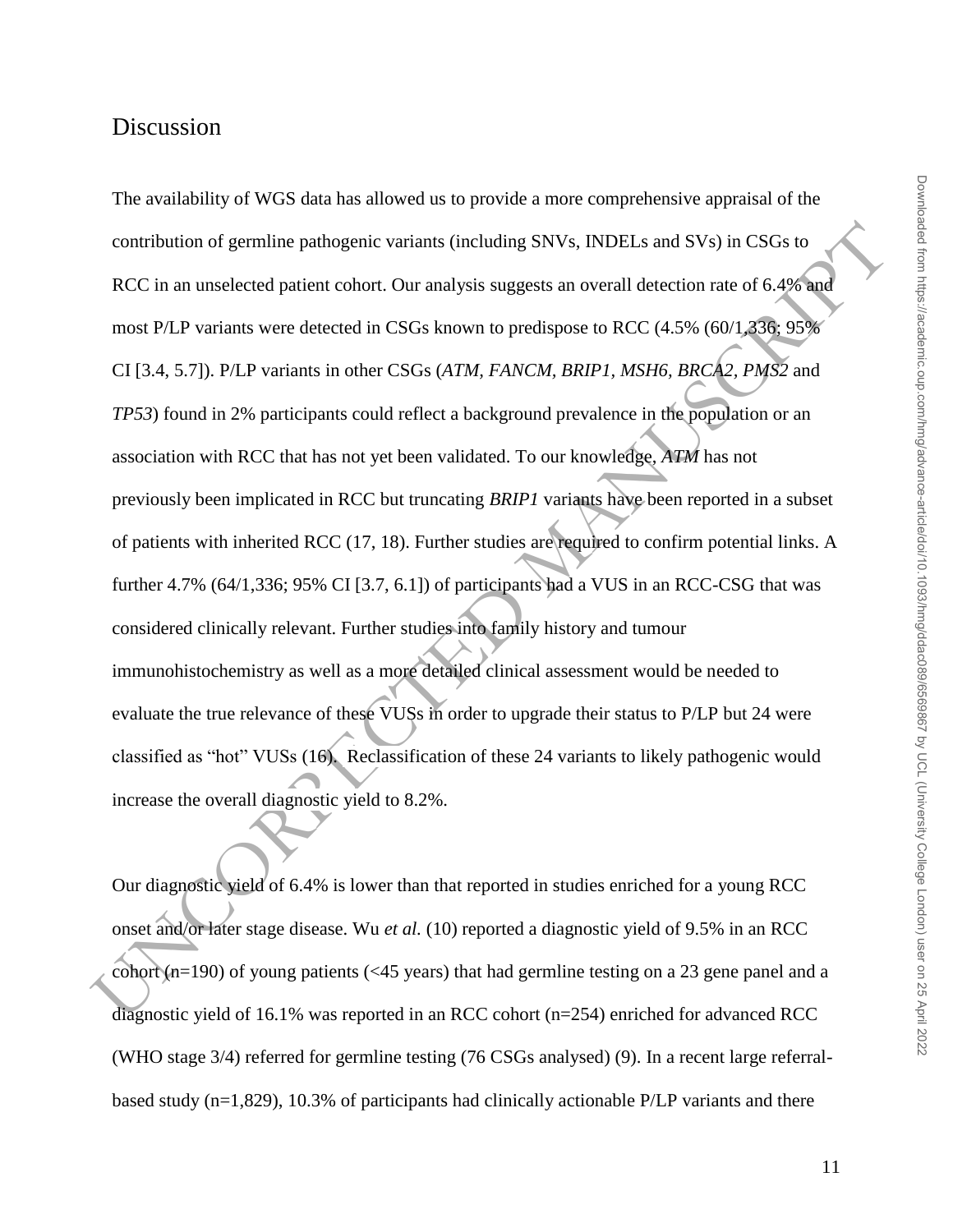## Discussion

The availability of WGS data has allowed us to provide a more comprehensive appraisal of the contribution of germline pathogenic variants (including SNVs, INDELs and SVs) in CSGs to RCC in an unselected patient cohort. Our analysis suggests an overall detection rate of 6.4% and most P/LP variants were detected in CSGs known to predispose to RCC (4.5% (60/1,336; 95% CI [3.4, 5.7]). P/LP variants in other CSGs (*ATM, FANCM, BRIP1, MSH6, BRCA2, PMS2* and *TP53*) found in 2% participants could reflect a background prevalence in the population or an association with RCC that has not yet been validated. To our knowledge, *ATM* has not previously been implicated in RCC but truncating *BRIP1* variants have been reported in a subset of patients with inherited RCC (17, 18). Further studies are required to confirm potential links. A further 4.7% (64/1,336; 95% CI [3.7, 6.1]) of participants had a VUS in an RCC-CSG that was considered clinically relevant. Further studies into family history and tumour immunohistochemistry as well as a more detailed clinical assessment would be needed to evaluate the true relevance of these VUSs in order to upgrade their status to P/LP but 24 were classified as "hot" VUSs (16). Reclassification of these 24 variants to likely pathogenic would increase the overall diagnostic yield to 8.2%.

Our diagnostic yield of 6.4% is lower than that reported in studies enriched for a young RCC onset and/or later stage disease. Wu *et al.* (10) reported a diagnostic yield of 9.5% in an RCC cohort (n=190) of young patients (<45 years) that had germline testing on a 23 gene panel and a diagnostic yield of 16.1% was reported in an RCC cohort (n=254) enriched for advanced RCC (WHO stage 3/4) referred for germline testing (76 CSGs analysed) (9). In a recent large referral-based study (n=1,829), 10.3% of participants had clinically actionable P/LP variants and there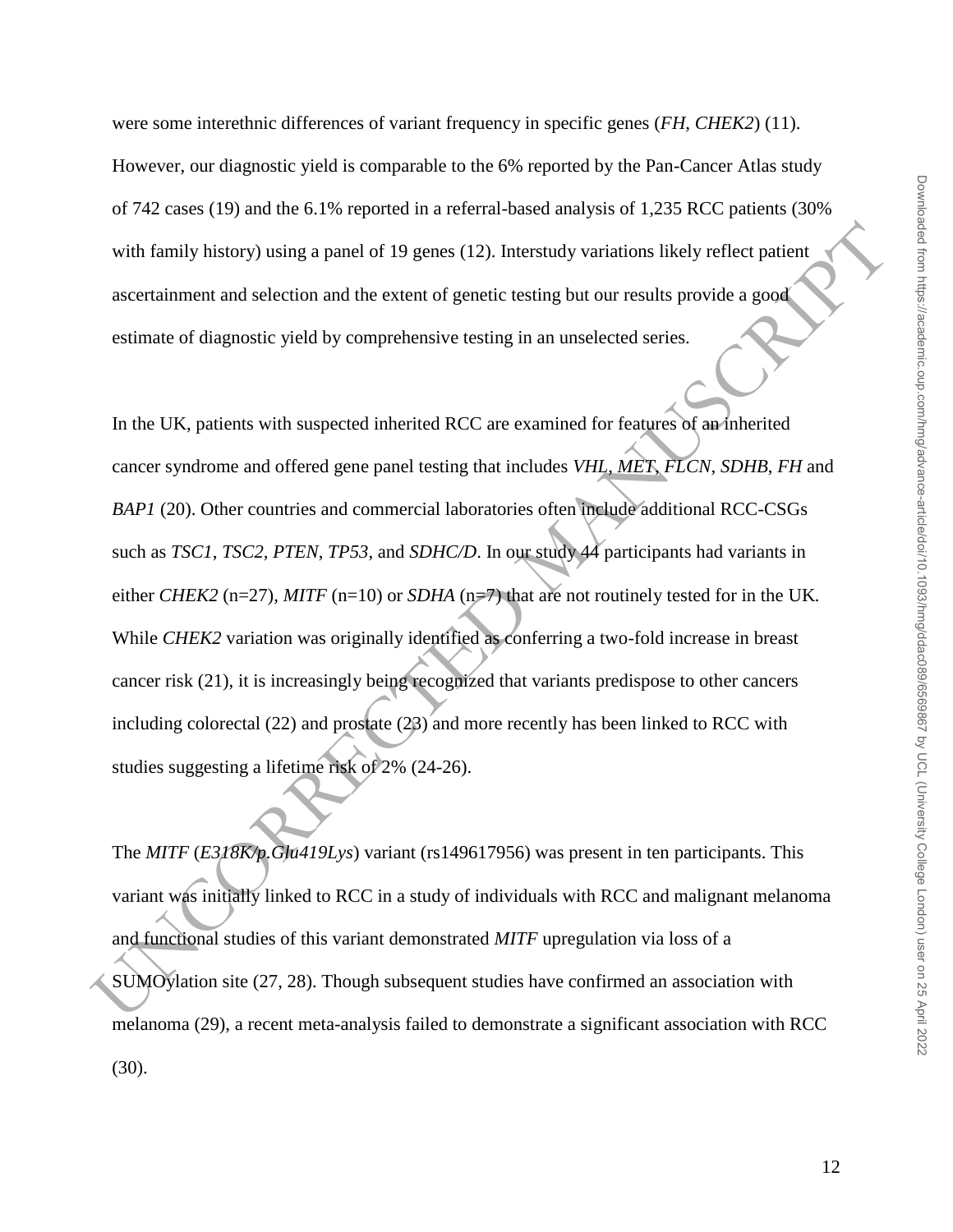were some interethnic differences of variant frequency in specific genes (*FH*, *CHEK2*) (11). However, our diagnostic yield is comparable to the 6% reported by the Pan-Cancer Atlas study of 742 cases (19) and the 6.1% reported in a referral-based analysis of 1,235 RCC patients (30% with family history) using a panel of 19 genes (12). Interstudy variations likely reflect patient ascertainment and selection and the extent of genetic testing but our results provide a good estimate of diagnostic yield by comprehensive testing in an unselected series.

In the UK, patients with suspected inherited RCC are examined for features of an inherited cancer syndrome and offered gene panel testing that includes *VHL*, *MET*, *FLCN*, *SDHB*, *FH* and *BAP1* (20). Other countries and commercial laboratories often include additional RCC-CSGs such as *TSC1*, *TSC2*, *PTEN*, *TP53*, and *SDHC/D*. In our study 44 participants had variants in either *CHEK2* (n=27), *MITF* (n=10) or *SDHA* (n=7) that are not routinely tested for in the UK. While *CHEK2* variation was originally identified as conferring a two-fold increase in breast cancer risk (21), it is increasingly being recognized that variants predispose to other cancers including colorectal (22) and prostate (23) and more recently has been linked to RCC with studies suggesting a lifetime risk of 2% (24-26).

The *MITF* (*E318K/p.Glu419Lys*) variant (rs149617956) was present in ten participants. This variant was initially linked to RCC in a study of individuals with RCC and malignant melanoma and functional studies of this variant demonstrated *MITF* upregulation via loss of a SUMOylation site (27, 28). Though subsequent studies have confirmed an association with melanoma (29), a recent meta-analysis failed to demonstrate a significant association with RCC (30).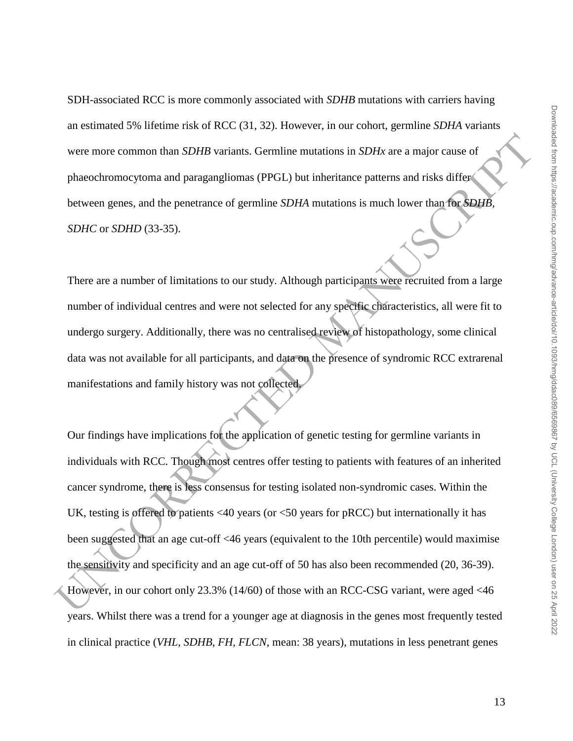SDH-associated RCC is more commonly associated with *SDHB* mutations with carriers having an estimated 5% lifetime risk of RCC (31, 32). However, in our cohort, germline *SDHA* variants were more common than *SDHB* variants. Germline mutations in *SDHx* are a major cause of phaeochromocytoma and paragangliomas (PPGL) but inheritance patterns and risks differ between genes, and the penetrance of germline *SDHA* mutations is much lower than for *SDHB*, *SDHC* or *SDHD* (33-35).

There are a number of limitations to our study. Although participants were recruited from a large number of individual centres and were not selected for any specific characteristics, all were fit to undergo surgery. Additionally, there was no centralised review of histopathology, some clinical data was not available for all participants, and data on the presence of syndromic RCC extrarenal manifestations and family history was not collected.

Our findings have implications for the application of genetic testing for germline variants in individuals with RCC. Though most centres offer testing to patients with features of an inherited cancer syndrome, there is less consensus for testing isolated non-syndromic cases. Within the UK, testing is offered to patients <40 years (or <50 years for pRCC) but internationally it has been suggested that an age cut-off <46 years (equivalent to the 10th percentile) would maximise the sensitivity and specificity and an age cut-off of 50 has also been recommended (20, 36-39). However, in our cohort only 23.3% (14/60) of those with an RCC-CSG variant, were aged <46 years. Whilst there was a trend for a younger age at diagnosis in the genes most frequently tested in clinical practice (*VHL*, *SDHB*, *FH*, *FLCN*, mean: 38 years), mutations in less penetrant genes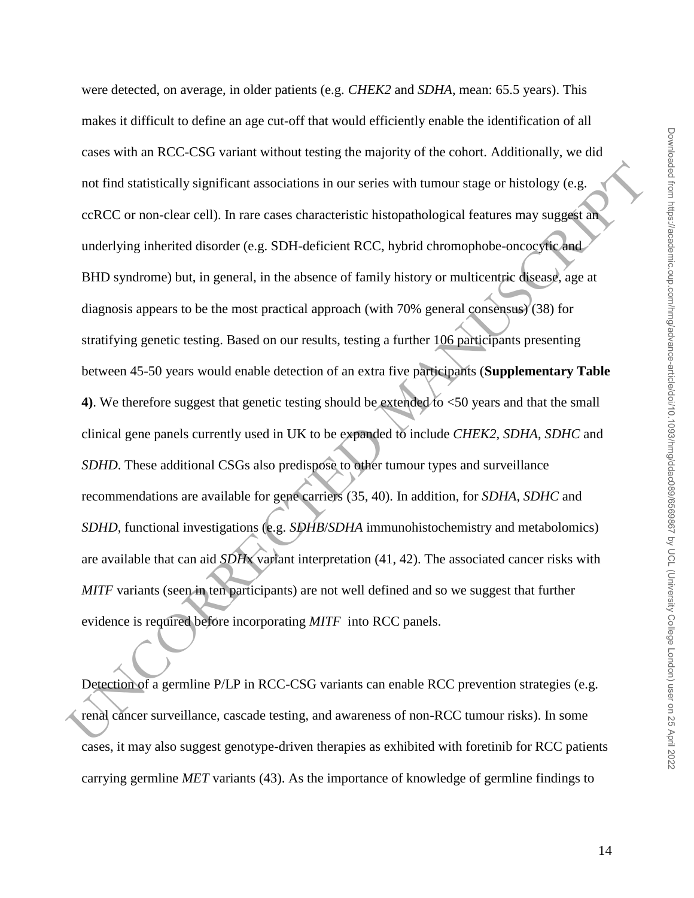were detected, on average, in older patients (e.g. *CHEK2* and *SDHA*, mean: 65.5 years). This makes it difficult to define an age cut-off that would efficiently enable the identification of all cases with an RCC-CSG variant without testing the majority of the cohort. Additionally, we did not find statistically significant associations in our series with tumour stage or histology (e.g. ccRCC or non-clear cell). In rare cases characteristic histopathological features may suggest an underlying inherited disorder (e.g. SDH-deficient RCC, hybrid chromophobe-oncocytic and BHD syndrome) but, in general, in the absence of family history or multicentric disease, age at diagnosis appears to be the most practical approach (with 70% general consensus) (38) for stratifying genetic testing. Based on our results, testing a further 106 participants presenting between 45-50 years would enable detection of an extra five participants (**Supplementary Table 4)**. We therefore suggest that genetic testing should be extended to <50 years and that the small clinical gene panels currently used in UK to be expanded to include *CHEK2*, *SDHA*, *SDHC* and *SDHD*. These additional CSGs also predispose to other tumour types and surveillance recommendations are available for gene carriers (35, 40). In addition, for *SDHA*, *SDHC* and *SDHD*, functional investigations (e.g. *SDHB*/*SDHA* immunohistochemistry and metabolomics) are available that can aid *SDHx* variant interpretation (41, 42). The associated cancer risks with *MITF* variants (seen in ten participants) are not well defined and so we suggest that further evidence is required before incorporating *MITF* into RCC panels.

Detection of a germline P/LP in RCC-CSG variants can enable RCC prevention strategies (e.g. renal cancer surveillance, cascade testing, and awareness of non-RCC tumour risks). In some cases, it may also suggest genotype-driven therapies as exhibited with foretinib for RCC patients carrying germline *MET* variants (43). As the importance of knowledge of germline findings to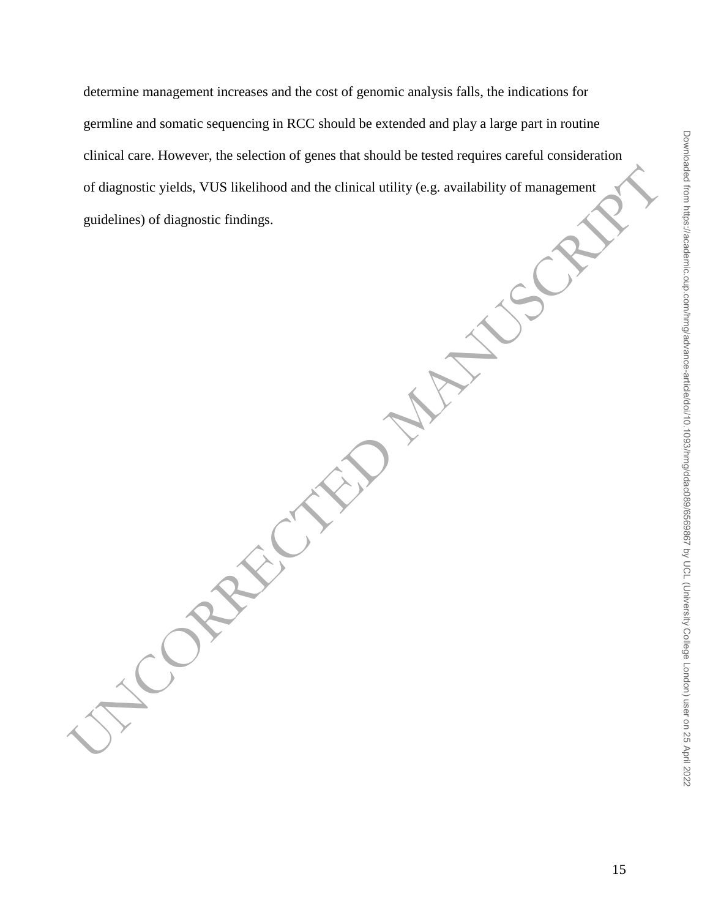determine management increases and the cost of genomic analysis falls, the indications for germline and somatic sequencing in RCC should be extended and play a large part in routine clinical care. However, the selection of genes that should be tested requires careful consideration of diagnostic yields, VUS likelihood and the clinical utility (e.g. availability of management guidelines) of diagnostic findings.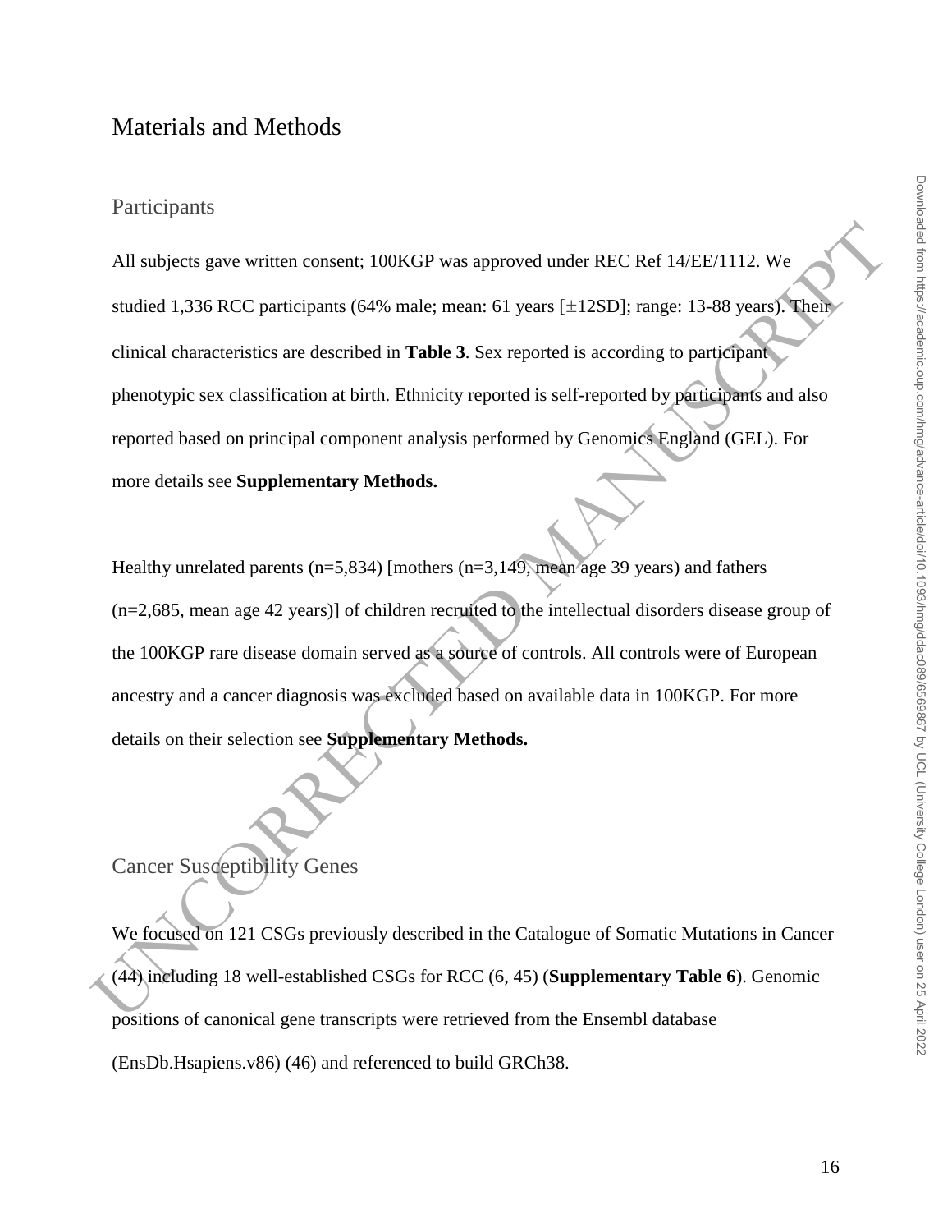## Materials and Methods

### Participants

All subjects gave written consent; 100KGP was approved under REC Ref 14/EE/1112. We studied 1,336 RCC participants (64% male; mean: 61 years [±12SD]; range: 13-88 years). Their clinical characteristics are described in **Table 3**. Sex reported is according to participant phenotypic sex classification at birth. Ethnicity reported is self-reported by participants and also reported based on principal component analysis performed by Genomics England (GEL). For more details see **Supplementary Methods.**

Healthy unrelated parents (n=5,834) [mothers (n=3,149, mean age 39 years) and fathers (n=2,685, mean age 42 years)] of children recruited to the intellectual disorders disease group of the 100KGP rare disease domain served as a source of controls. All controls were of European ancestry and a cancer diagnosis was excluded based on available data in 100KGP. For more details on their selection see **Supplementary Methods.**

### Cancer Susceptibility Genes

We focused on 121 CSGs previously described in the Catalogue of Somatic Mutations in Cancer (44) including 18 well-established CSGs for RCC (6, 45) (**Supplementary Table 6**). Genomic positions of canonical gene transcripts were retrieved from the Ensembl database (EnsDb.Hsapiens.v86) (46) and referenced to build GRCh38.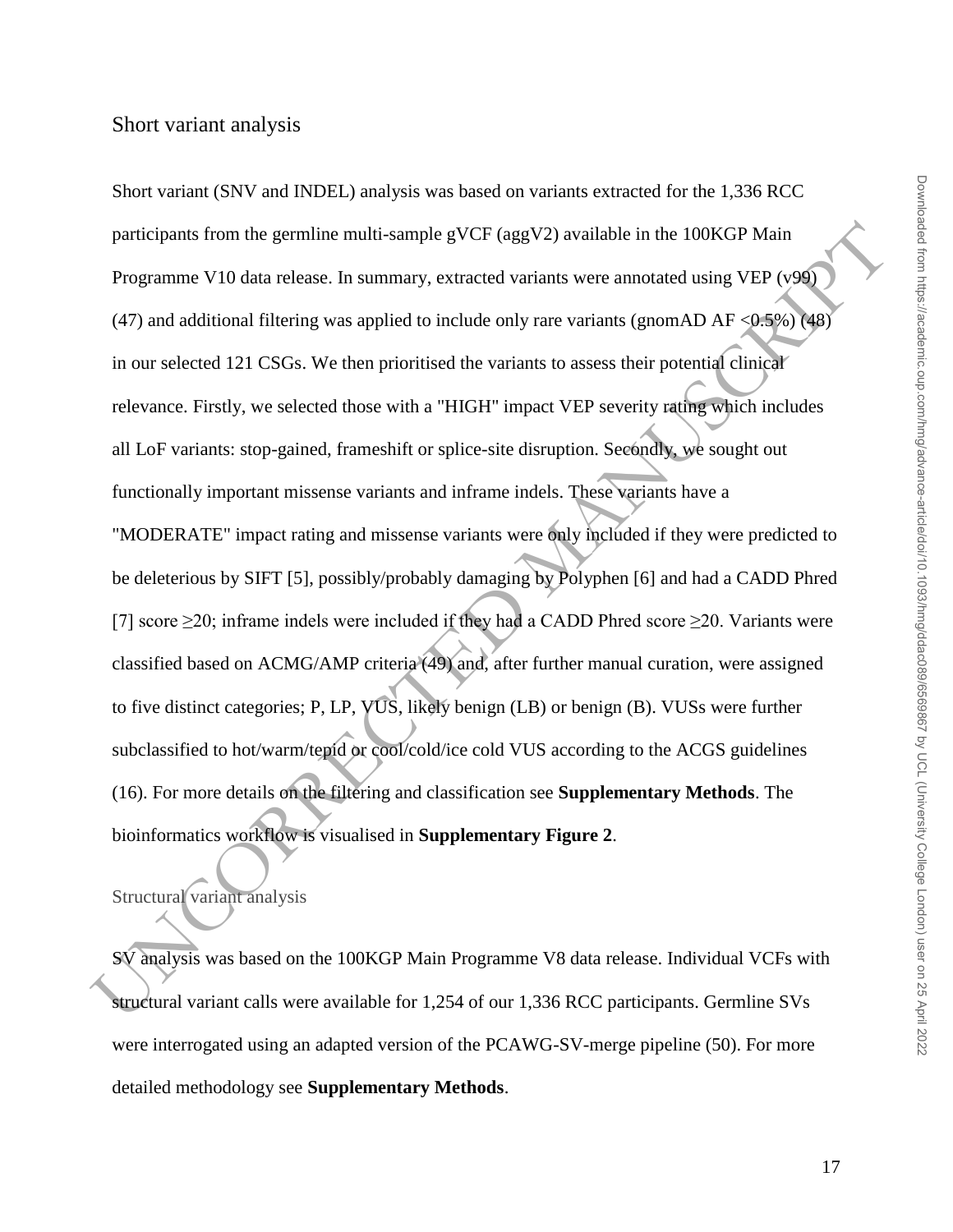## Short variant analysis

Short variant (SNV and INDEL) analysis was based on variants extracted for the 1,336 RCC participants from the germline multi-sample gVCF (aggV2) available in the 100KGP Main Programme V10 data release. In summary, extracted variants were annotated using VEP (v99) (47) and additional filtering was applied to include only rare variants (gnomAD AF <0.5%) (48) in our selected 121 CSGs. We then prioritised the variants to assess their potential clinical relevance. Firstly, we selected those with a "HIGH" impact VEP severity rating which includes all LoF variants: stop-gained, frameshift or splice-site disruption. Secondly, we sought out functionally important missense variants and inframe indels. These variants have a "MODERATE" impact rating and missense variants were only included if they were predicted to be deleterious by SIFT [5], possibly/probably damaging by Polyphen [6] and had a CADD Phred [7] score ≥20; inframe indels were included if they had a CADD Phred score ≥20. Variants were classified based on ACMG/AMP criteria (49) and, after further manual curation, were assigned to five distinct categories; P, LP, VUS, likely benign (LB) or benign (B). VUSs were further subclassified to hot/warm/tepid or cool/cold/ice cold VUS according to the ACGS guidelines (16). For more details on the filtering and classification see **Supplementary Methods**. The bioinformatics workflow is visualised in **Supplementary Figure 2**.

### Structural variant analysis

SV analysis was based on the 100KGP Main Programme V8 data release. Individual VCFs with structural variant calls were available for 1,254 of our 1,336 RCC participants. Germline SVs were interrogated using an adapted version of the PCAWG-SV-merge pipeline (50). For more detailed methodology see **Supplementary Methods**.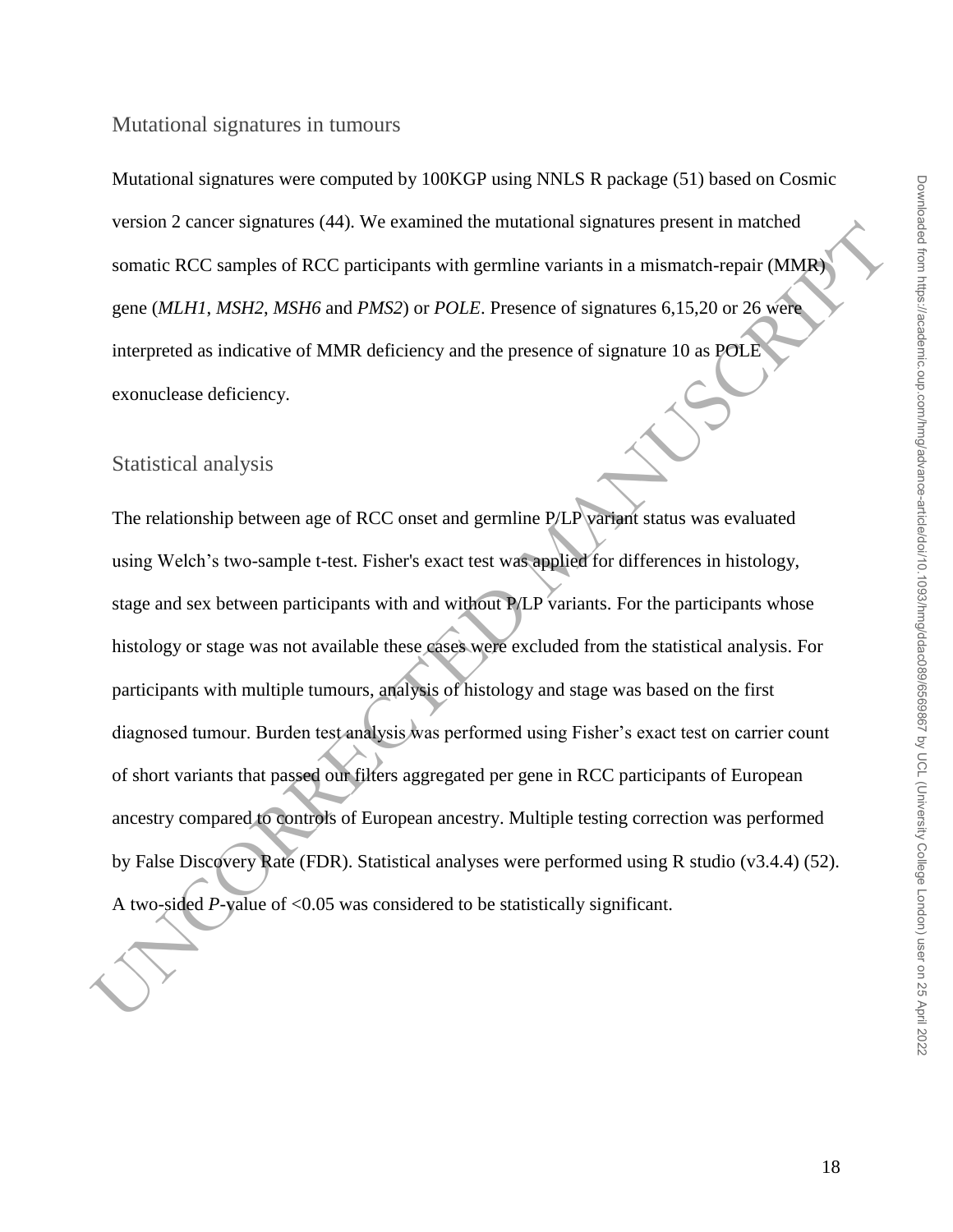## Mutational signatures in tumours

Mutational signatures were computed by 100KGP using NNLS R package (51) based on Cosmic version 2 cancer signatures (44). We examined the mutational signatures present in matched somatic RCC samples of RCC participants with germline variants in a mismatch-repair (MMR) gene (*MLH1*, *MSH2*, *MSH6* and *PMS2*) or *POLE*. Presence of signatures 6,15,20 or 26 were interpreted as indicative of MMR deficiency and the presence of signature 10 as POLE exonuclease deficiency.

## Statistical analysis

The relationship between age of RCC onset and germline P/LP variant status was evaluated using Welch's two-sample t-test. Fisher's exact test was applied for differences in histology, stage and sex between participants with and without P/LP variants. For the participants whose histology or stage was not available these cases were excluded from the statistical analysis. For participants with multiple tumours, analysis of histology and stage was based on the first diagnosed tumour. Burden test analysis was performed using Fisher's exact test on carrier count of short variants that passed our filters aggregated per gene in RCC participants of European ancestry compared to controls of European ancestry. Multiple testing correction was performed by False Discovery Rate (FDR). Statistical analyses were performed using R studio (v3.4.4) (52). A two-sided *P*-value of <0.05 was considered to be statistically significant.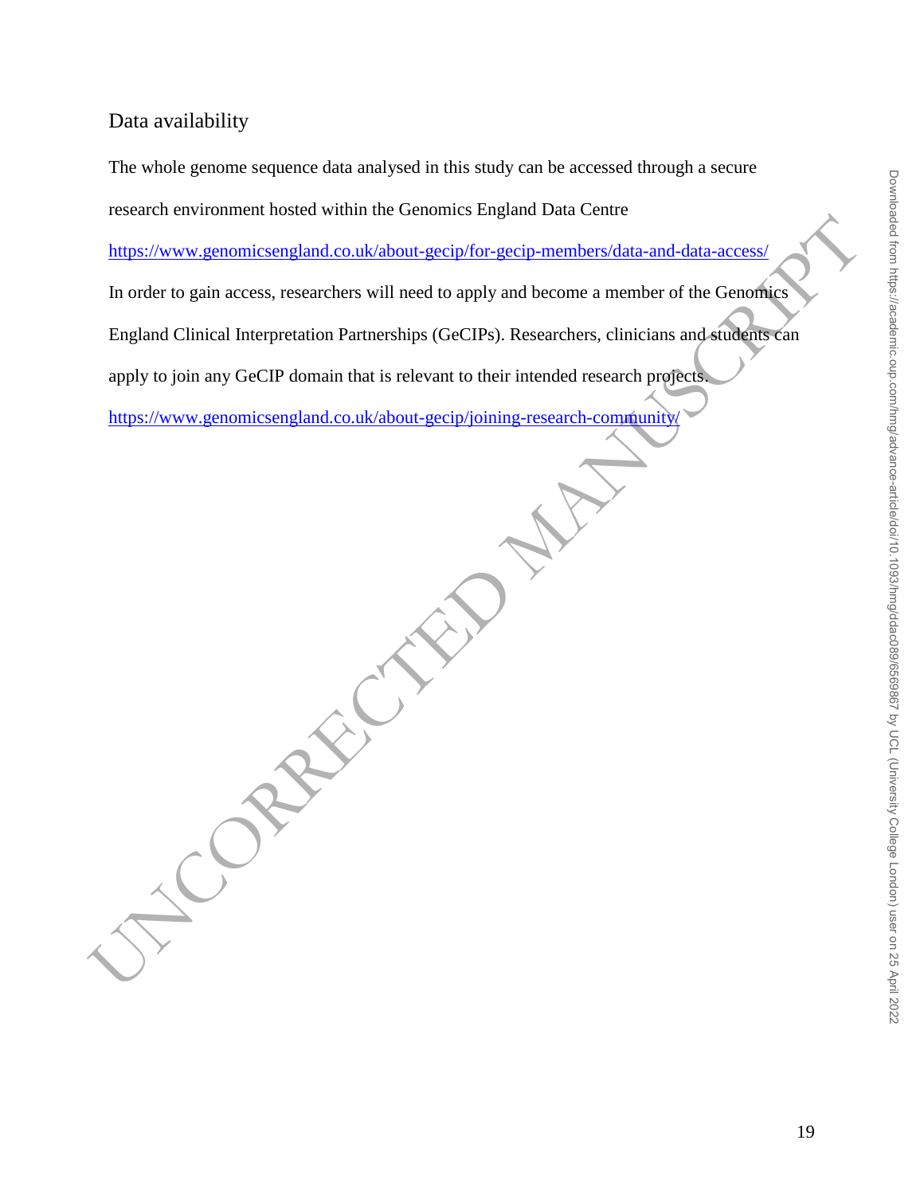## Data availability

The whole genome sequence data analysed in this study can be accessed through a secure research environment hosted within the Genomics England Data Centre https://www.genomicsengland.co.uk/about-gecip/for-gecip-members/data-and-data-access/ In order to gain access, researchers will need to apply and become a member of the Genomics England Clinical Interpretation Partnerships (GeCIPs). Researchers, clinicians and students can apply to join any GeCIP domain that is relevant to their intended research projects. https://www.genomicsengland.co.uk/about-gecip/joining-research-community/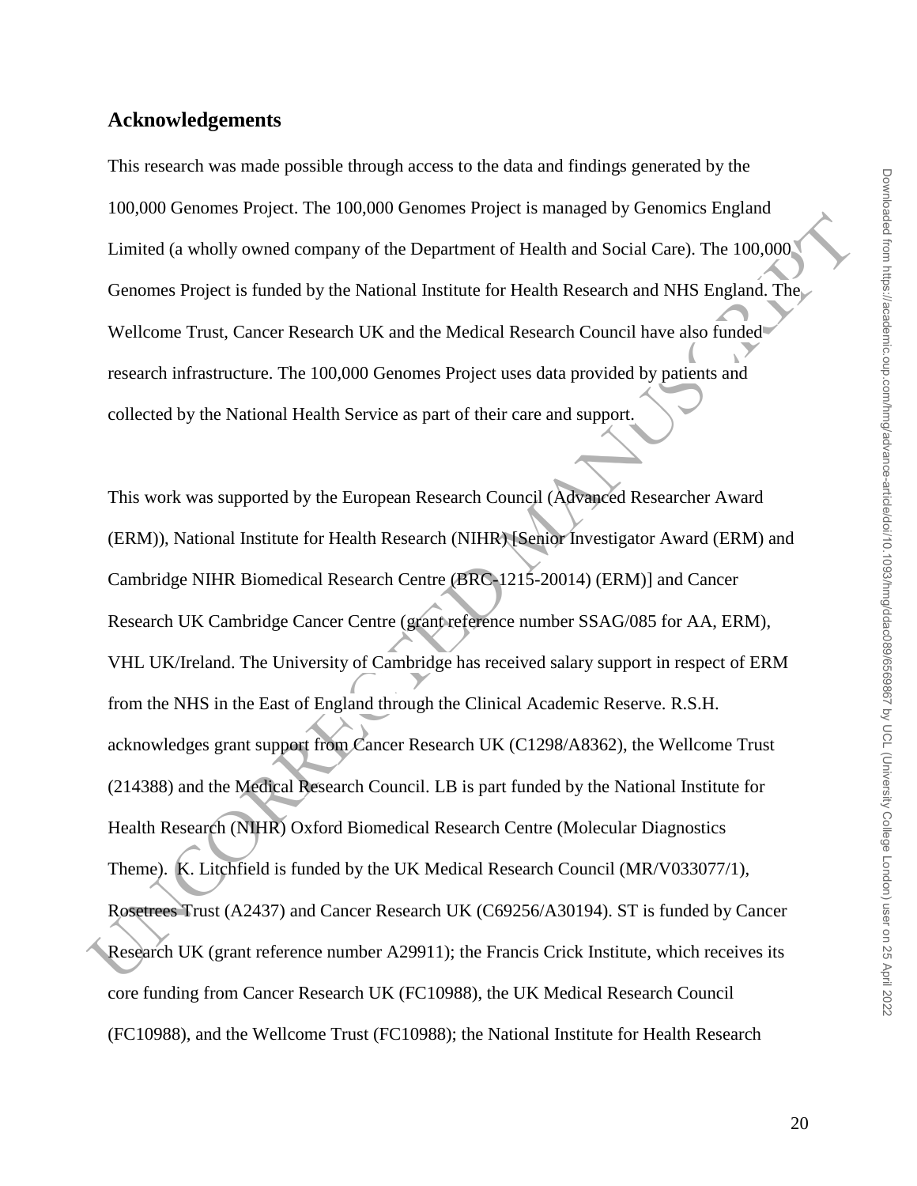## Acknowledgements

This research was made possible through access to the data and findings generated by the 100,000 Genomes Project. The 100,000 Genomes Project is managed by Genomics England Limited (a wholly owned company of the Department of Health and Social Care). The 100,000 Genomes Project is funded by the National Institute for Health Research and NHS England. The Wellcome Trust, Cancer Research UK and the Medical Research Council have also funded research infrastructure. The 100,000 Genomes Project uses data provided by patients and collected by the National Health Service as part of their care and support.

This work was supported by the European Research Council (Advanced Researcher Award (ERM)), National Institute for Health Research (NIHR) [Senior Investigator Award (ERM) and Cambridge NIHR Biomedical Research Centre (BRC-1215-20014) (ERM)] and Cancer Research UK Cambridge Cancer Centre (grant reference number SSAG/085 for AA, ERM), VHL UK/Ireland. The University of Cambridge has received salary support in respect of ERM from the NHS in the East of England through the Clinical Academic Reserve. R.S.H. acknowledges grant support from Cancer Research UK (C1298/A8362), the Wellcome Trust (214388) and the Medical Research Council. LB is part funded by the National Institute for Health Research (NIHR) Oxford Biomedical Research Centre (Molecular Diagnostics Theme). K. Litchfield is funded by the UK Medical Research Council (MR/V033077/1), Rosetrees Trust (A2437) and Cancer Research UK (C69256/A30194). ST is funded by Cancer Research UK (grant reference number A29911); the Francis Crick Institute, which receives its core funding from Cancer Research UK (FC10988), the UK Medical Research Council (FC10988), and the Wellcome Trust (FC10988); the National Institute for Health Research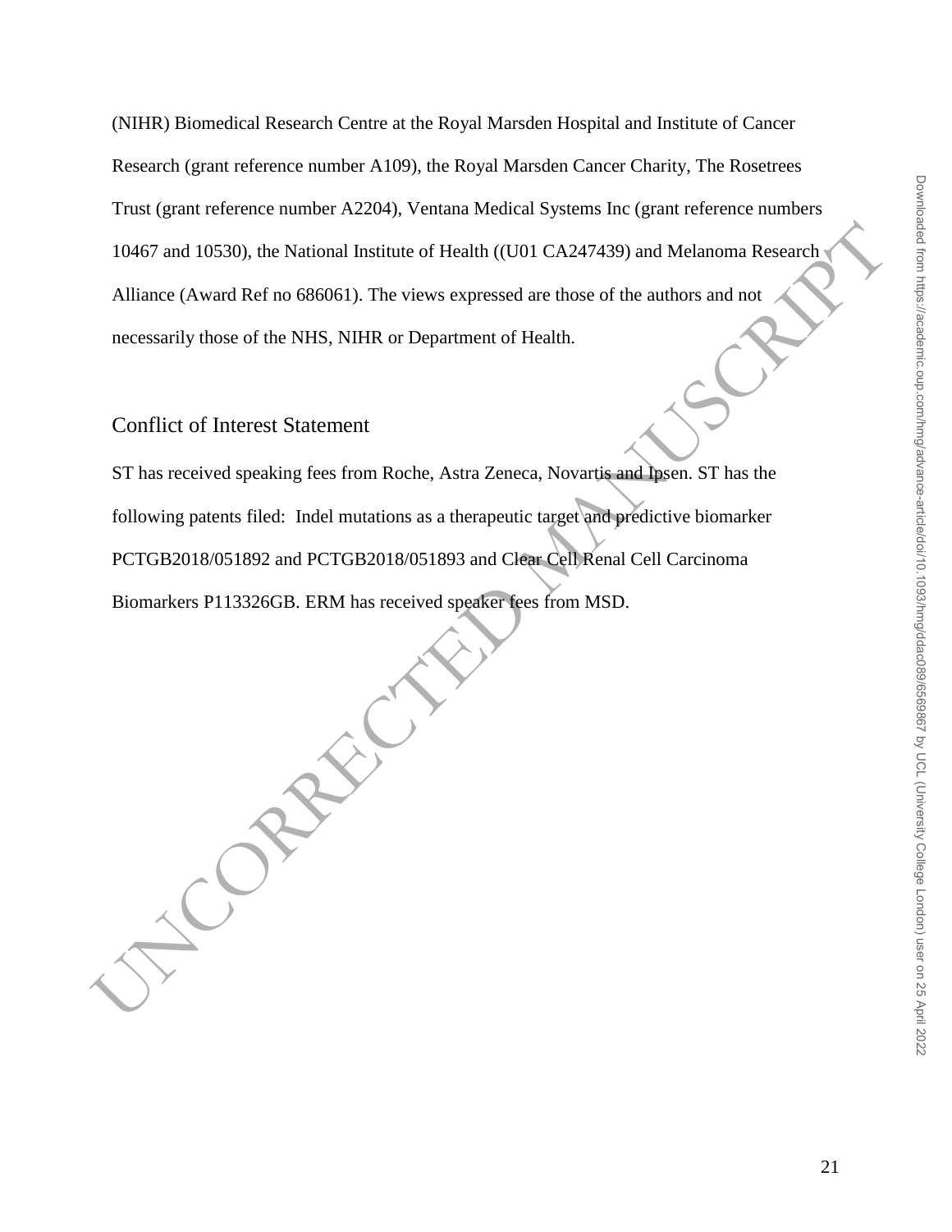(NIHR) Biomedical Research Centre at the Royal Marsden Hospital and Institute of Cancer Research (grant reference number A109), the Royal Marsden Cancer Charity, The Rosetrees Trust (grant reference number A2204), Ventana Medical Systems Inc (grant reference numbers 10467 and 10530), the National Institute of Health ((U01 CA247439) and Melanoma Research Alliance (Award Ref no 686061). The views expressed are those of the authors and not necessarily those of the NHS, NIHR or Department of Health.

## Conflict of Interest Statement

ST has received speaking fees from Roche, Astra Zeneca, Novartis and Ipsen. ST has the following patents filed: Indel mutations as a therapeutic target and predictive biomarker PCTGB2018/051892 and PCTGB2018/051893 and Clear Cell Renal Cell Carcinoma Biomarkers P113326GB. ERM has received speaker fees from MSD.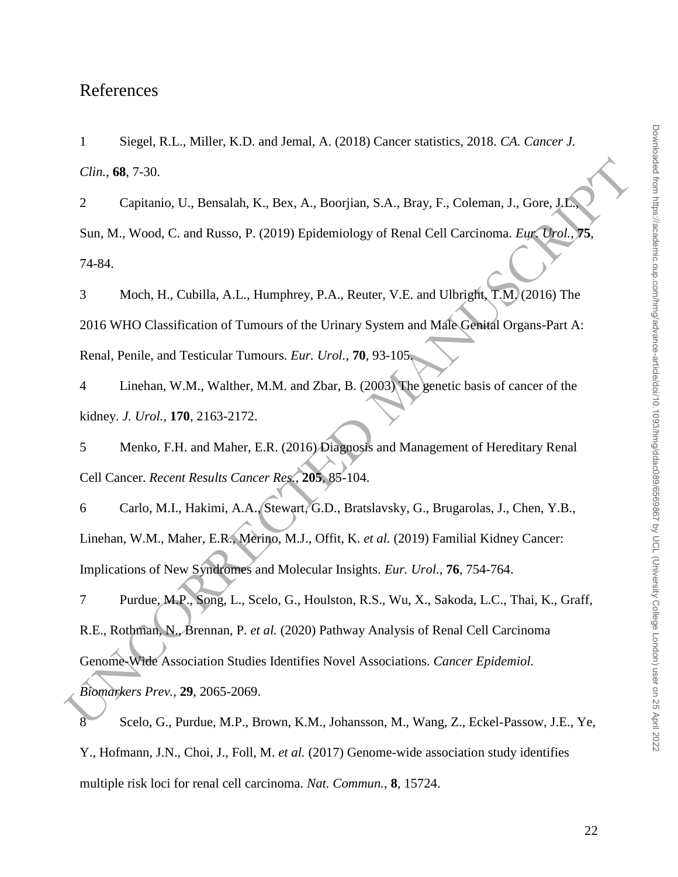# References

1 Siegel, R.L., Miller, K.D. and Jemal, A. (2018) Cancer statistics, 2018. *CA. Cancer J. Clin.*, **68**, 7-30.

2 Capitanio, U., Bensalah, K., Bex, A., Boorjian, S.A., Bray, F., Coleman, J., Gore, J.L., Sun, M., Wood, C. and Russo, P. (2019) Epidemiology of Renal Cell Carcinoma. *Eur. Urol.*, **75**, 74-84.

3 Moch, H., Cubilla, A.L., Humphrey, P.A., Reuter, V.E. and Ulbright, T.M. (2016) The 2016 WHO Classification of Tumours of the Urinary System and Male Genital Organs-Part A: Renal, Penile, and Testicular Tumours. *Eur. Urol.*, **70**, 93-105.

4 Linehan, W.M., Walther, M.M. and Zbar, B. (2003) The genetic basis of cancer of the kidney. *J. Urol.*, **170**, 2163-2172.

5 Menko, F.H. and Maher, E.R. (2016) Diagnosis and Management of Hereditary Renal Cell Cancer. *Recent Results Cancer Res.*, **205**, 85-104.

6 Carlo, M.I., Hakimi, A.A., Stewart, G.D., Bratslavsky, G., Brugarolas, J., Chen, Y.B., Linehan, W.M., Maher, E.R., Merino, M.J., Offit, K. *et al.* (2019) Familial Kidney Cancer: Implications of New Syndromes and Molecular Insights. *Eur. Urol.*, **76**, 754-764.

7 Purdue, M.P., Song, L., Scelo, G., Houlston, R.S., Wu, X., Sakoda, L.C., Thai, K., Graff, R.E., Rothman, N., Brennan, P. *et al.* (2020) Pathway Analysis of Renal Cell Carcinoma Genome-Wide Association Studies Identifies Novel Associations. *Cancer Epidemiol. Biomarkers Prev.*, **29**, 2065-2069.

8 Scelo, G., Purdue, M.P., Brown, K.M., Johansson, M., Wang, Z., Eckel-Passow, J.E., Ye, Y., Hofmann, J.N., Choi, J., Foll, M. *et al.* (2017) Genome-wide association study identifies multiple risk loci for renal cell carcinoma. *Nat. Commun.*, **8**, 15724.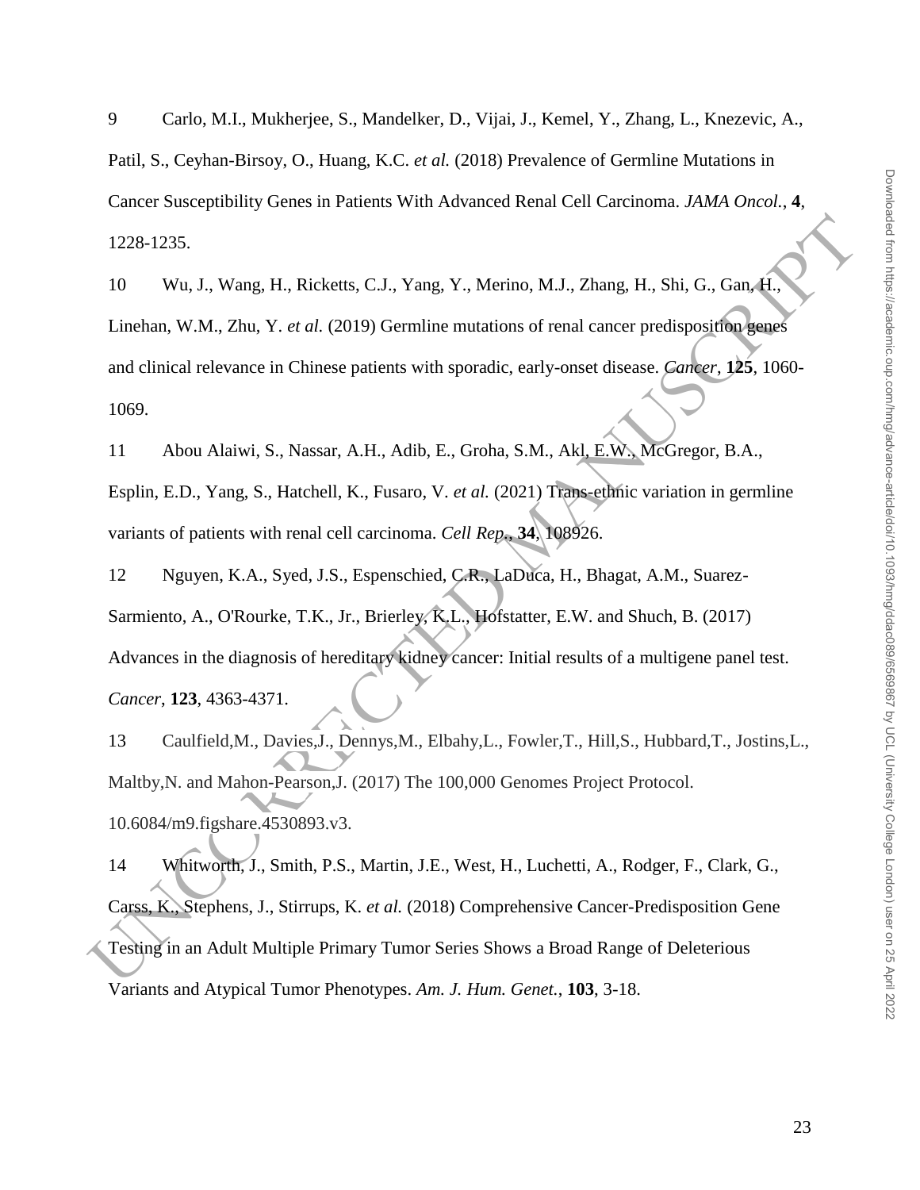9 Carlo, M.I., Mukherjee, S., Mandelker, D., Vijai, J., Kemel, Y., Zhang, L., Knezevic, A., Patil, S., Ceyhan-Birsoy, O., Huang, K.C. *et al.* (2018) Prevalence of Germline Mutations in Cancer Susceptibility Genes in Patients With Advanced Renal Cell Carcinoma. *JAMA Oncol.*, **4**, 1228-1235.

10 Wu, J., Wang, H., Ricketts, C.J., Yang, Y., Merino, M.J., Zhang, H., Shi, G., Gan, H., Linehan, W.M., Zhu, Y. *et al.* (2019) Germline mutations of renal cancer predisposition genes and clinical relevance in Chinese patients with sporadic, early-onset disease. *Cancer*, **125**, 1060-1069.

11 Abou Alaiwi, S., Nassar, A.H., Adib, E., Groha, S.M., Akl, E.W., McGregor, B.A., Esplin, E.D., Yang, S., Hatchell, K., Fusaro, V. *et al.* (2021) Trans-ethnic variation in germline variants of patients with renal cell carcinoma. *Cell Rep.*, **34**, 108926.

12 Nguyen, K.A., Syed, J.S., Espenschied, C.R., LaDuca, H., Bhagat, A.M., Suarez-Sarmiento, A., O'Rourke, T.K., Jr., Brierley, K.L., Hofstatter, E.W. and Shuch, B. (2017) Advances in the diagnosis of hereditary kidney cancer: Initial results of a multigene panel test. *Cancer*, **123**, 4363-4371.

13 Caulfield,M., Davies,J., Dennys,M., Elbahy,L., Fowler,T., Hill,S., Hubbard,T., Jostins,L., Maltby,N. and Mahon-Pearson,J. (2017) The 100,000 Genomes Project Protocol. 10.6084/m9.figshare.4530893.v3.

14 Whitworth, J., Smith, P.S., Martin, J.E., West, H., Luchetti, A., Rodger, F., Clark, G., Carss, K., Stephens, J., Stirrups, K. *et al.* (2018) Comprehensive Cancer-Predisposition Gene Testing in an Adult Multiple Primary Tumor Series Shows a Broad Range of Deleterious Variants and Atypical Tumor Phenotypes. *Am. J. Hum. Genet.*, **103**, 3-18.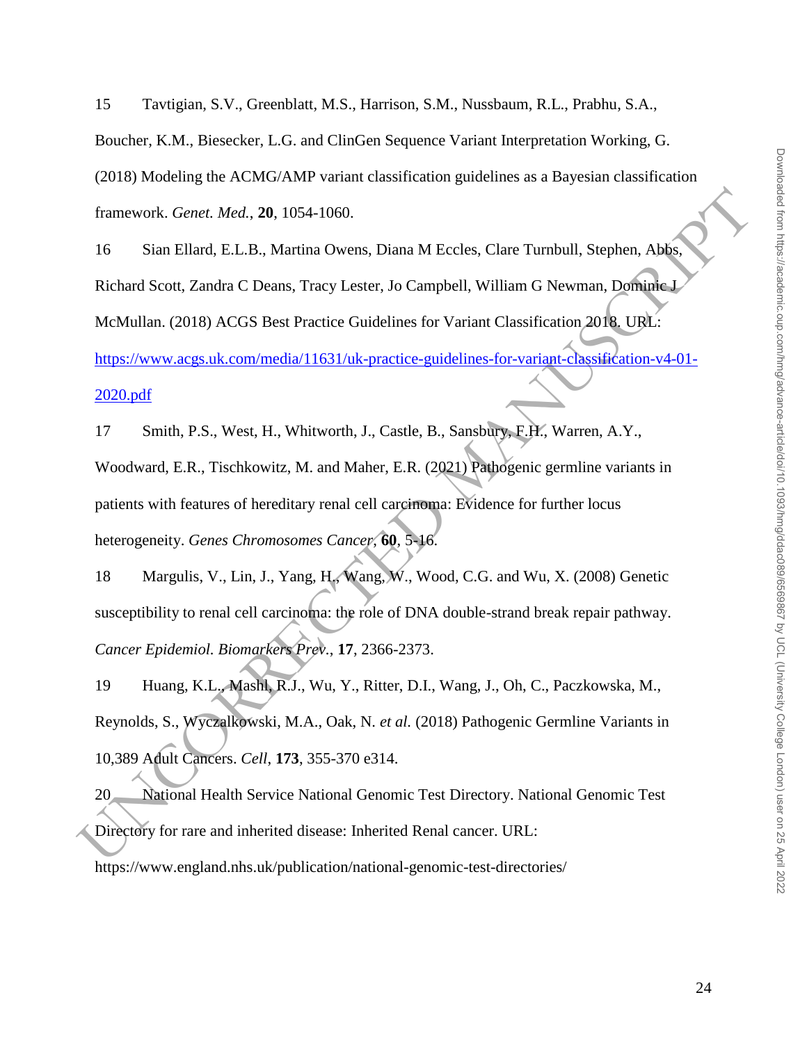15 Tavtigian, S.V., Greenblatt, M.S., Harrison, S.M., Nussbaum, R.L., Prabhu, S.A., Boucher, K.M., Biesecker, L.G. and ClinGen Sequence Variant Interpretation Working, G. (2018) Modeling the ACMG/AMP variant classification guidelines as a Bayesian classification framework. *Genet. Med.*, **20**, 1054-1060.

16 Sian Ellard, E.L.B., Martina Owens, Diana M Eccles, Clare Turnbull, Stephen, Abbs, Richard Scott, Zandra C Deans, Tracy Lester, Jo Campbell, William G Newman, Dominic J McMullan. (2018) ACGS Best Practice Guidelines for Variant Classification 2018. URL: https://www.acgs.uk.com/media/11631/uk-practice-guidelines-for-variant-classification-v4-01-2020.pdf

17 Smith, P.S., West, H., Whitworth, J., Castle, B., Sansbury, F.H., Warren, A.Y., Woodward, E.R., Tischkowitz, M. and Maher, E.R. (2021) Pathogenic germline variants in patients with features of hereditary renal cell carcinoma: Evidence for further locus heterogeneity. *Genes Chromosomes Cancer*, **60**, 5-16.

18 Margulis, V., Lin, J., Yang, H., Wang, W., Wood, C.G. and Wu, X. (2008) Genetic susceptibility to renal cell carcinoma: the role of DNA double-strand break repair pathway. *Cancer Epidemiol. Biomarkers Prev.*, **17**, 2366-2373.

19 Huang, K.L., Mashl, R.J., Wu, Y., Ritter, D.I., Wang, J., Oh, C., Paczkowska, M., Reynolds, S., Wyczalkowski, M.A., Oak, N. *et al.* (2018) Pathogenic Germline Variants in 10,389 Adult Cancers. *Cell*, **173**, 355-370 e314.

20 National Health Service National Genomic Test Directory. National Genomic Test Directory for rare and inherited disease: Inherited Renal cancer. URL: https://www.england.nhs.uk/publication/national-genomic-test-directories/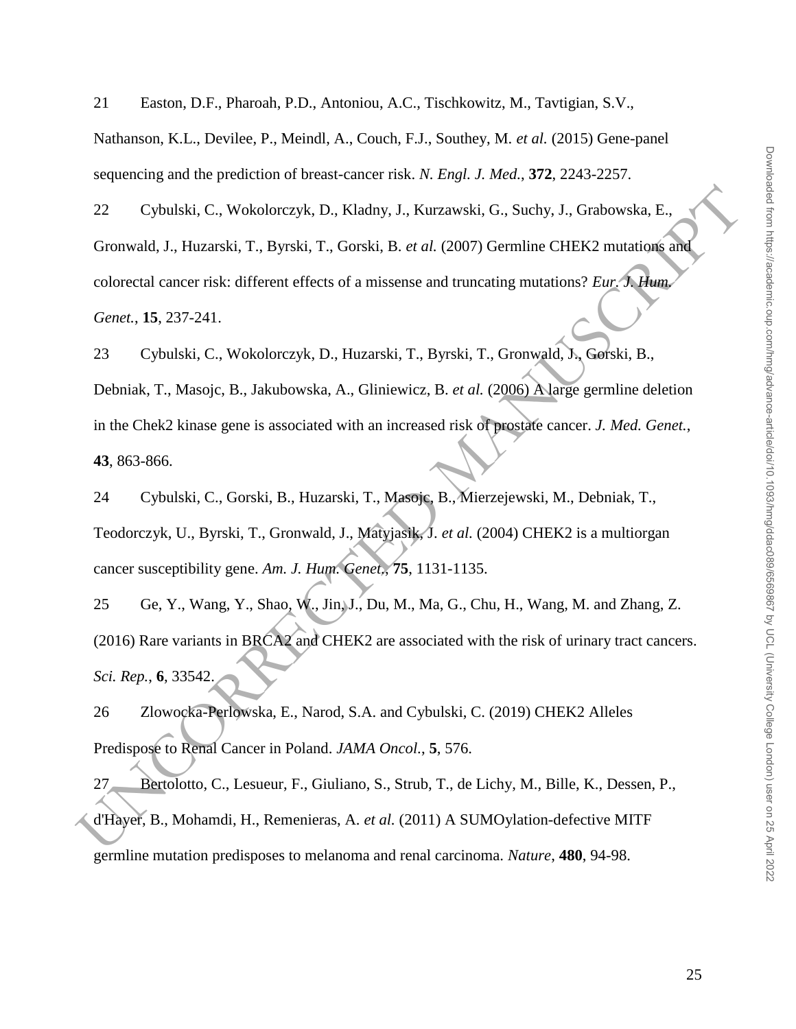21 Easton, D.F., Pharoah, P.D., Antoniou, A.C., Tischkowitz, M., Tavtigian, S.V., Nathanson, K.L., Devilee, P., Meindl, A., Couch, F.J., Southey, M. *et al.* (2015) Gene-panel sequencing and the prediction of breast-cancer risk. *N. Engl. J. Med.*, **372**, 2243-2257.

22 Cybulski, C., Wokolorczyk, D., Kladny, J., Kurzawski, G., Suchy, J., Grabowska, E., Gronwald, J., Huzarski, T., Byrski, T., Gorski, B. *et al.* (2007) Germline CHEK2 mutations and colorectal cancer risk: different effects of a missense and truncating mutations? *Eur. J. Hum. Genet.*, **15**, 237-241.

23 Cybulski, C., Wokolorczyk, D., Huzarski, T., Byrski, T., Gronwald, J., Gorski, B., Debniak, T., Masojc, B., Jakubowska, A., Gliniewicz, B. *et al.* (2006) A large germline deletion in the Chek2 kinase gene is associated with an increased risk of prostate cancer. *J. Med. Genet.*, **43**, 863-866.

24 Cybulski, C., Gorski, B., Huzarski, T., Masojc, B., Mierzejewski, M., Debniak, T., Teodorczyk, U., Byrski, T., Gronwald, J., Matyjasik, J. *et al.* (2004) CHEK2 is a multiorgan cancer susceptibility gene. *Am. J. Hum. Genet.*, **75**, 1131-1135.

25 Ge, Y., Wang, Y., Shao, W., Jin, J., Du, M., Ma, G., Chu, H., Wang, M. and Zhang, Z. (2016) Rare variants in BRCA2 and CHEK2 are associated with the risk of urinary tract cancers. *Sci. Rep.*, **6**, 33542.

26 Zlowocka-Perlowska, E., Narod, S.A. and Cybulski, C. (2019) CHEK2 Alleles Predispose to Renal Cancer in Poland. *JAMA Oncol.*, **5**, 576.

27 Bertolotto, C., Lesueur, F., Giuliano, S., Strub, T., de Lichy, M., Bille, K., Dessen, P., d'Hayer, B., Mohamdi, H., Remenieras, A. *et al.* (2011) A SUMOylation-defective MITF germline mutation predisposes to melanoma and renal carcinoma. *Nature*, **480**, 94-98.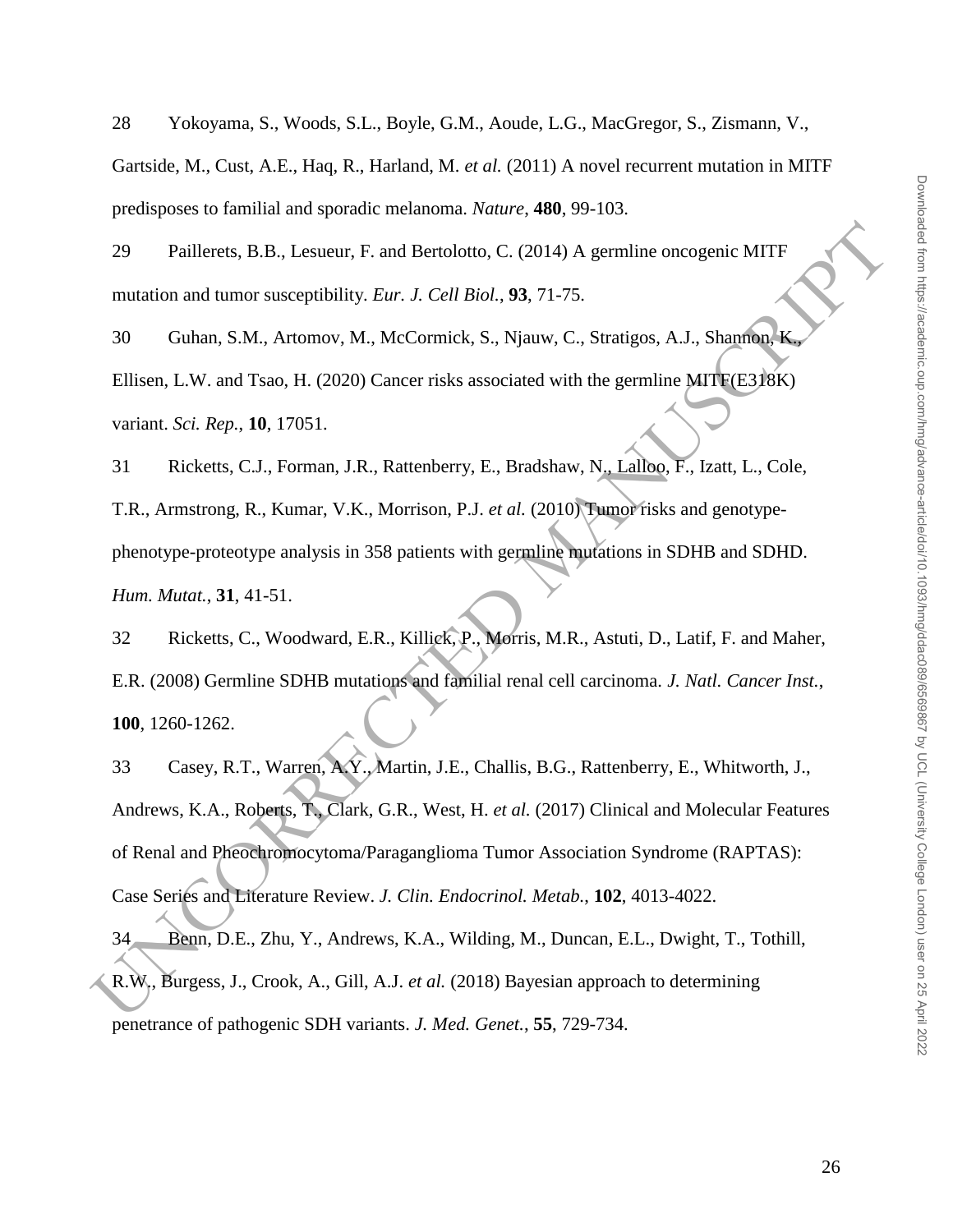28 Yokoyama, S., Woods, S.L., Boyle, G.M., Aoude, L.G., MacGregor, S., Zismann, V., Gartside, M., Cust, A.E., Haq, R., Harland, M. *et al.* (2011) A novel recurrent mutation in MITF predisposes to familial and sporadic melanoma. *Nature*, **480**, 99-103.

29 Paillerets, B.B., Lesueur, F. and Bertolotto, C. (2014) A germline oncogenic MITF mutation and tumor susceptibility. *Eur. J. Cell Biol.*, **93**, 71-75.

30 Guhan, S.M., Artomov, M., McCormick, S., Njauw, C., Stratigos, A.J., Shannon, K., Ellisen, L.W. and Tsao, H. (2020) Cancer risks associated with the germline MITF(E318K) variant. *Sci. Rep.*, **10**, 17051.

31 Ricketts, C.J., Forman, J.R., Rattenberry, E., Bradshaw, N., Lalloo, F., Izatt, L., Cole, T.R., Armstrong, R., Kumar, V.K., Morrison, P.J. *et al.* (2010) Tumor risks and genotype-phenotype-proteotype analysis in 358 patients with germline mutations in SDHB and SDHD. *Hum. Mutat.*, **31**, 41-51.

32 Ricketts, C., Woodward, E.R., Killick, P., Morris, M.R., Astuti, D., Latif, F. and Maher, E.R. (2008) Germline SDHB mutations and familial renal cell carcinoma. *J. Natl. Cancer Inst.*, **100**, 1260-1262.

33 Casey, R.T., Warren, A.Y., Martin, J.E., Challis, B.G., Rattenberry, E., Whitworth, J., Andrews, K.A., Roberts, T., Clark, G.R., West, H. *et al.* (2017) Clinical and Molecular Features of Renal and Pheochromocytoma/Paraganglioma Tumor Association Syndrome (RAPTAS): Case Series and Literature Review. *J. Clin. Endocrinol. Metab.*, **102**, 4013-4022.

34 Benn, D.E., Zhu, Y., Andrews, K.A., Wilding, M., Duncan, E.L., Dwight, T., Tothill, R.W., Burgess, J., Crook, A., Gill, A.J. *et al.* (2018) Bayesian approach to determining penetrance of pathogenic SDH variants. *J. Med. Genet.*, **55**, 729-734.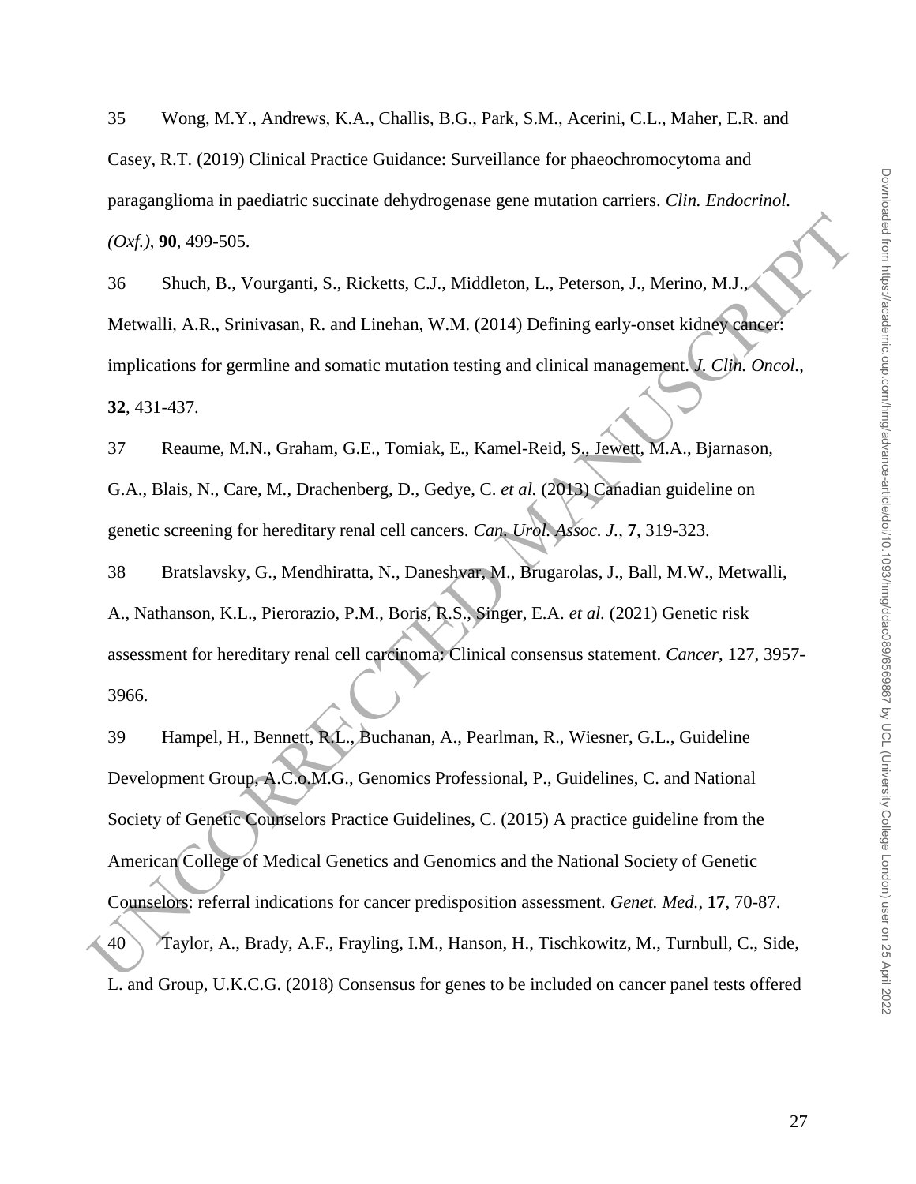35 Wong, M.Y., Andrews, K.A., Challis, B.G., Park, S.M., Acerini, C.L., Maher, E.R. and Casey, R.T. (2019) Clinical Practice Guidance: Surveillance for phaeochromocytoma and paraganglioma in paediatric succinate dehydrogenase gene mutation carriers. *Clin. Endocrinol. (Oxf.)*, **90**, 499-505.

36 Shuch, B., Vourganti, S., Ricketts, C.J., Middleton, L., Peterson, J., Merino, M.J., Metwalli, A.R., Srinivasan, R. and Linehan, W.M. (2014) Defining early-onset kidney cancer: implications for germline and somatic mutation testing and clinical management. *J. Clin. Oncol.*, **32**, 431-437.

37 Reaume, M.N., Graham, G.E., Tomiak, E., Kamel-Reid, S., Jewett, M.A., Bjarnason, G.A., Blais, N., Care, M., Drachenberg, D., Gedye, C. *et al.* (2013) Canadian guideline on genetic screening for hereditary renal cell cancers. *Can. Urol. Assoc. J.*, **7**, 319-323.

38 Bratslavsky, G., Mendhiratta, N., Daneshvar, M., Brugarolas, J., Ball, M.W., Metwalli, A., Nathanson, K.L., Pierorazio, P.M., Boris, R.S., Singer, E.A. *et al.* (2021) Genetic risk assessment for hereditary renal cell carcinoma: Clinical consensus statement. *Cancer*, 127, 3957-3966.

39 Hampel, H., Bennett, R.L., Buchanan, A., Pearlman, R., Wiesner, G.L., Guideline Development Group, A.C.o.M.G., Genomics Professional, P., Guidelines, C. and National Society of Genetic Counselors Practice Guidelines, C. (2015) A practice guideline from the American College of Medical Genetics and Genomics and the National Society of Genetic Counselors: referral indications for cancer predisposition assessment. *Genet. Med.*, **17**, 70-87.

40 Taylor, A., Brady, A.F., Frayling, I.M., Hanson, H., Tischkowitz, M., Turnbull, C., Side, L. and Group, U.K.C.G. (2018) Consensus for genes to be included on cancer panel tests offered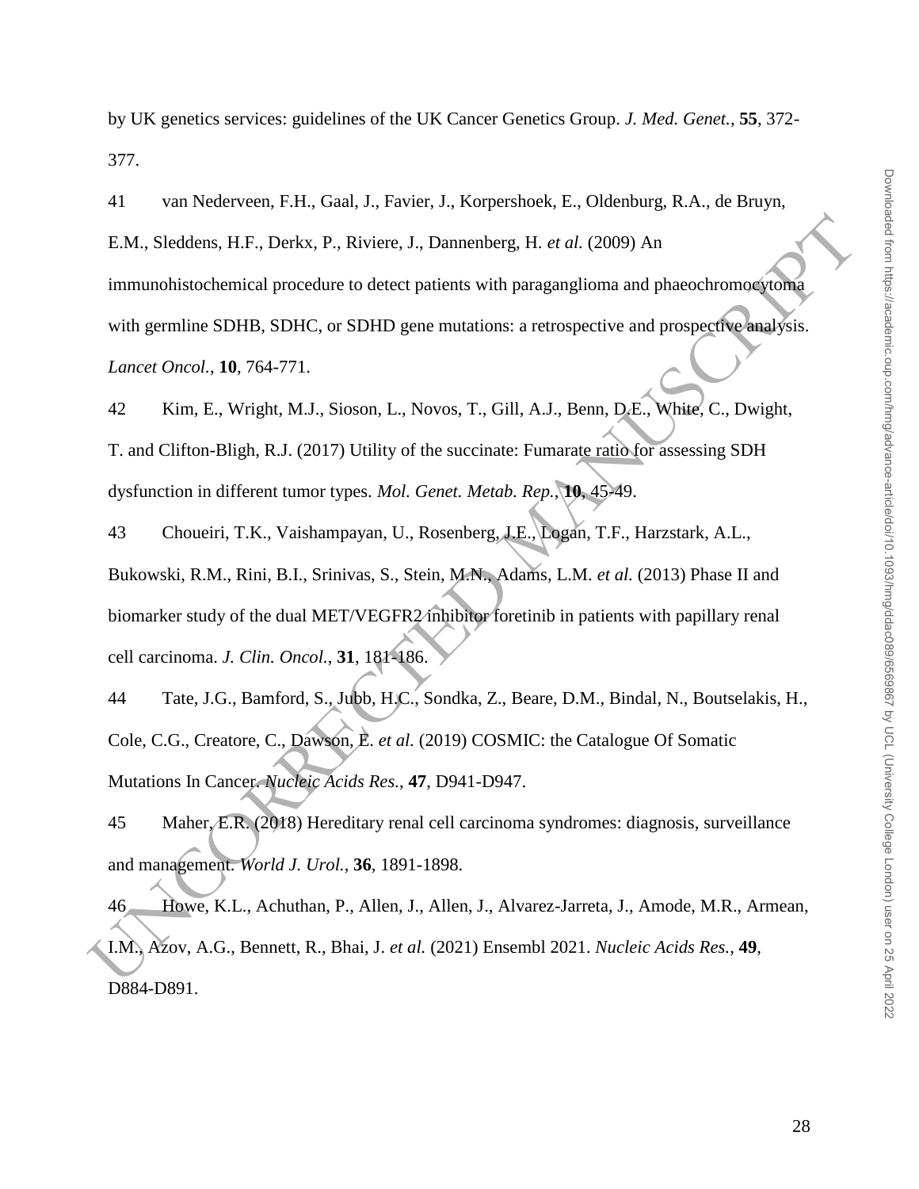by UK genetics services: guidelines of the UK Cancer Genetics Group. *J. Med. Genet.*, **55**, 372-377.

41 van Nederveen, F.H., Gaal, J., Favier, J., Korpershoek, E., Oldenburg, R.A., de Bruyn, E.M., Sleddens, H.F., Derkx, P., Riviere, J., Dannenberg, H. *et al.* (2009) An immunohistochemical procedure to detect patients with paraganglioma and phaeochromocytoma with germline SDHB, SDHC, or SDHD gene mutations: a retrospective and prospective analysis. *Lancet Oncol.*, **10**, 764-771.

42 Kim, E., Wright, M.J., Sioson, L., Novos, T., Gill, A.J., Benn, D.E., White, C., Dwight, T. and Clifton-Bligh, R.J. (2017) Utility of the succinate: Fumarate ratio for assessing SDH dysfunction in different tumor types. *Mol. Genet. Metab. Rep.*, **10**, 45-49.

43 Choueiri, T.K., Vaishampayan, U., Rosenberg, J.E., Logan, T.F., Harzstark, A.L., Bukowski, R.M., Rini, B.I., Srinivas, S., Stein, M.N., Adams, L.M. *et al.* (2013) Phase II and biomarker study of the dual MET/VEGFR2 inhibitor foretinib in patients with papillary renal cell carcinoma. *J. Clin. Oncol.*, **31**, 181-186.

44 Tate, J.G., Bamford, S., Jubb, H.C., Sondka, Z., Beare, D.M., Bindal, N., Boutselakis, H., Cole, C.G., Creatore, C., Dawson, E. *et al.* (2019) COSMIC: the Catalogue Of Somatic Mutations In Cancer. *Nucleic Acids Res.*, **47**, D941-D947.

45 Maher, E.R. (2018) Hereditary renal cell carcinoma syndromes: diagnosis, surveillance and management. *World J. Urol.*, **36**, 1891-1898.

46 Howe, K.L., Achuthan, P., Allen, J., Allen, J., Alvarez-Jarreta, J., Amode, M.R., Armean, I.M., Azov, A.G., Bennett, R., Bhai, J. *et al.* (2021) Ensembl 2021. *Nucleic Acids Res.*, **49**, D884-D891.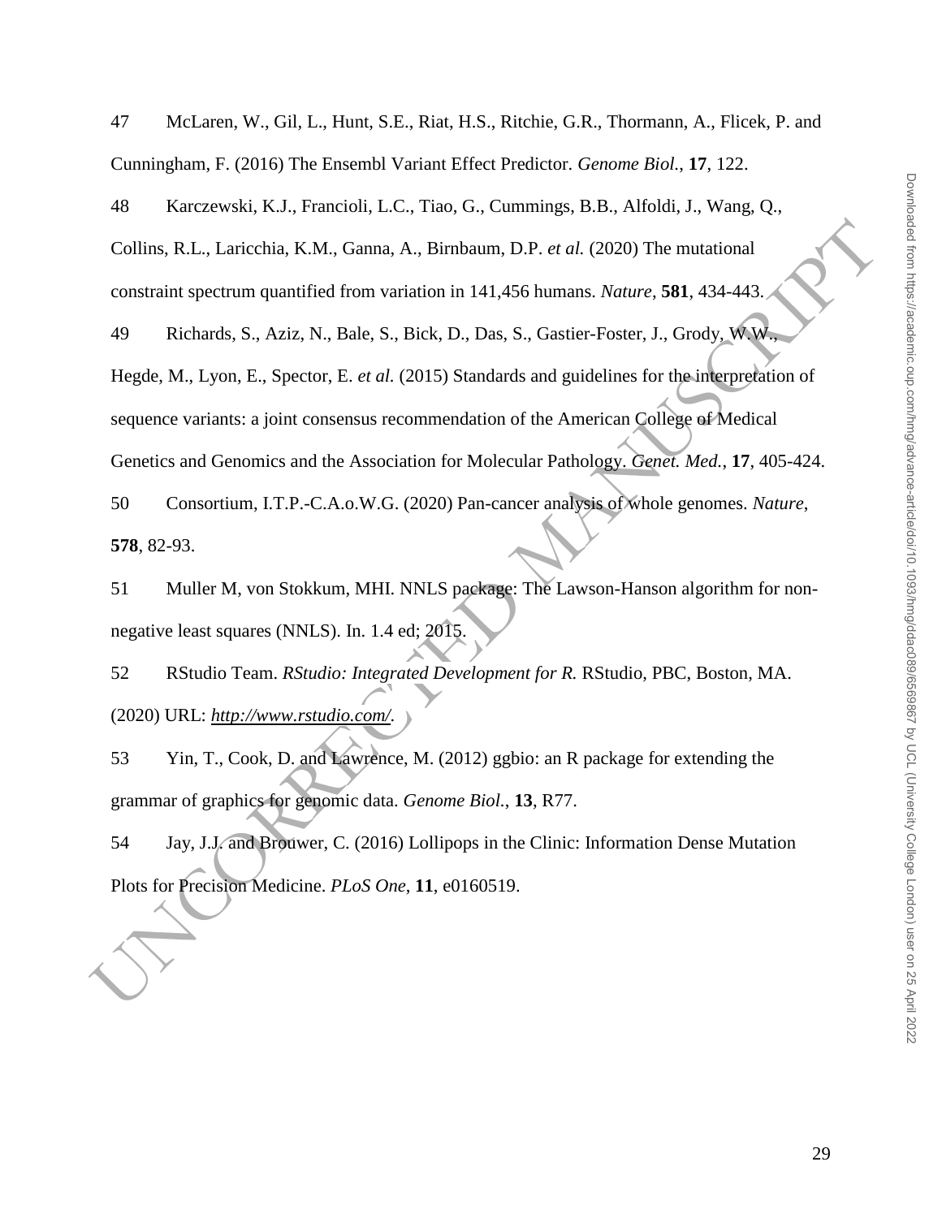47 McLaren, W., Gil, L., Hunt, S.E., Riat, H.S., Ritchie, G.R., Thormann, A., Flicek, P. and Cunningham, F. (2016) The Ensembl Variant Effect Predictor. *Genome Biol.*, **17**, 122.

48 Karczewski, K.J., Francioli, L.C., Tiao, G., Cummings, B.B., Alfoldi, J., Wang, Q., Collins, R.L., Laricchia, K.M., Ganna, A., Birnbaum, D.P. *et al.* (2020) The mutational constraint spectrum quantified from variation in 141,456 humans. *Nature*, **581**, 434-443.

49 Richards, S., Aziz, N., Bale, S., Bick, D., Das, S., Gastier-Foster, J., Grody, W.W., Hegde, M., Lyon, E., Spector, E. *et al.* (2015) Standards and guidelines for the interpretation of sequence variants: a joint consensus recommendation of the American College of Medical Genetics and Genomics and the Association for Molecular Pathology. *Genet. Med.*, **17**, 405-424.

50 Consortium, I.T.P.-C.A.o.W.G. (2020) Pan-cancer analysis of whole genomes. *Nature*, **578**, 82-93.

51 Muller M, von Stokkum, MHI. NNLS package: The Lawson-Hanson algorithm for non-negative least squares (NNLS). In. 1.4 ed; 2015.

52 RStudio Team. *RStudio: Integrated Development for R.* RStudio, PBC, Boston, MA. (2020) URL: http://www.rstudio.com/.

53 Yin, T., Cook, D. and Lawrence, M. (2012) ggbio: an R package for extending the grammar of graphics for genomic data. *Genome Biol.*, **13**, R77.

54 Jay, J.J. and Brouwer, C. (2016) Lollipops in the Clinic: Information Dense Mutation Plots for Precision Medicine. *PLoS One*, **11**, e0160519.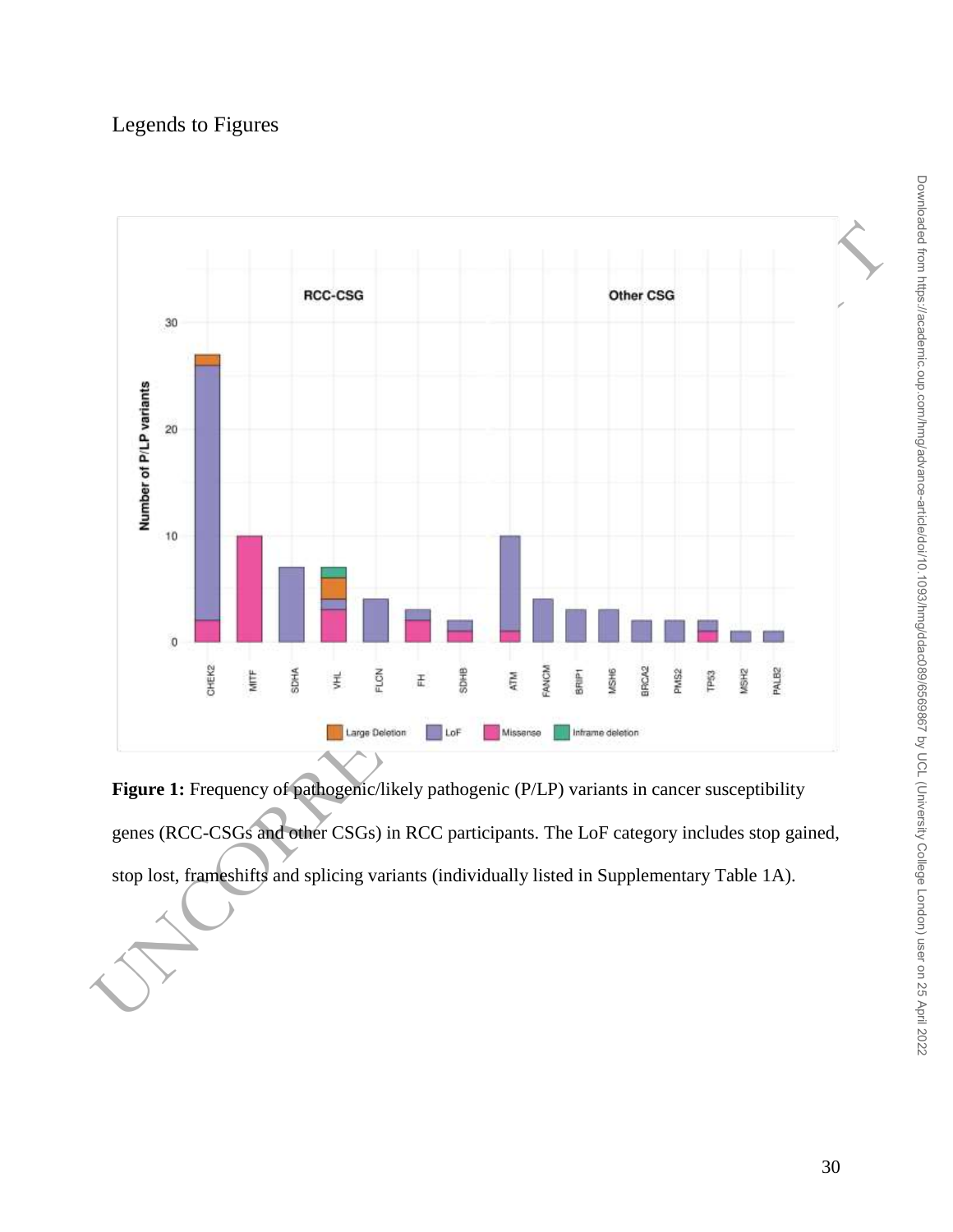## Legends to Figures

**Figure 1:** Frequency of pathogenic/likely pathogenic (P/LP) variants in cancer susceptibility genes (RCC-CSGs and other CSGs) in RCC participants. The LoF category includes stop gained, stop lost, frameshifts and splicing variants (individually listed in Supplementary Table 1A).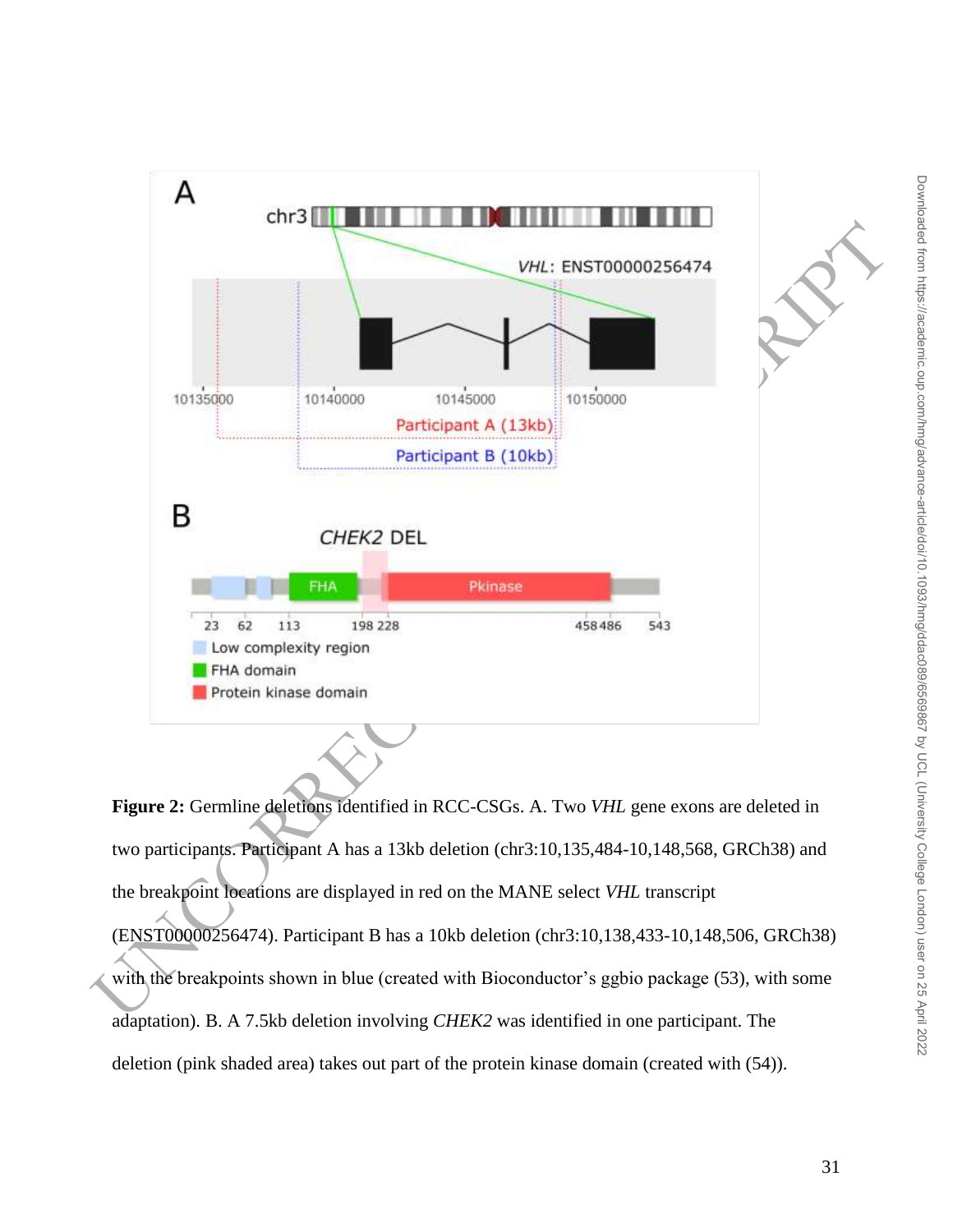**Figure 2:** Germline deletions identified in RCC-CSGs. A. Two *VHL* gene exons are deleted in two participants. Participant A has a 13kb deletion (chr3:10,135,484-10,148,568, GRCh38) and the breakpoint locations are displayed in red on the MANE select *VHL* transcript (ENST00000256474). Participant B has a 10kb deletion (chr3:10,138,433-10,148,506, GRCh38) with the breakpoints shown in blue (created with Bioconductor's ggbio package (53), with some adaptation). B. A 7.5kb deletion involving *CHEK2* was identified in one participant. The deletion (pink shaded area) takes out part of the protein kinase domain (created with (54)).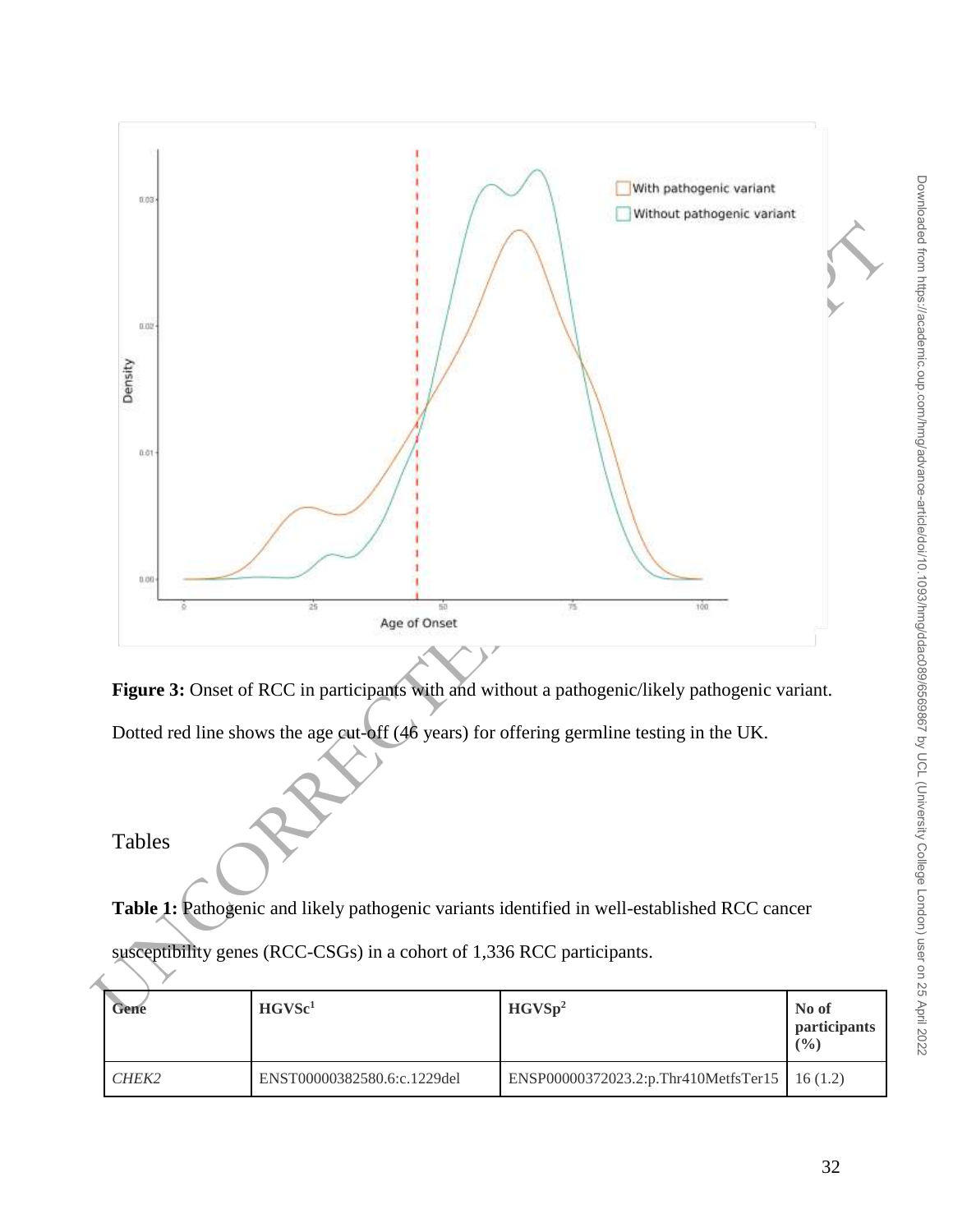**Figure 3:** Onset of RCC in participants with and without a pathogenic/likely pathogenic variant. Dotted red line shows the age cut-off (46 years) for offering germline testing in the UK.

## Tables

**Table 1:** Pathogenic and likely pathogenic variants identified in well-established RCC cancer susceptibility genes (RCC-CSGs) in a cohort of 1,336 RCC participants.

| Gene | HGVSc[1] | HGVSp[2] | No of participants (%) |
|---|---|---|---|
| *CHEK2* | ENST00000382580.6:c.1229del | ENSP00000372023.2:p.Thr410MetfsTer15 | 16 (1.2) |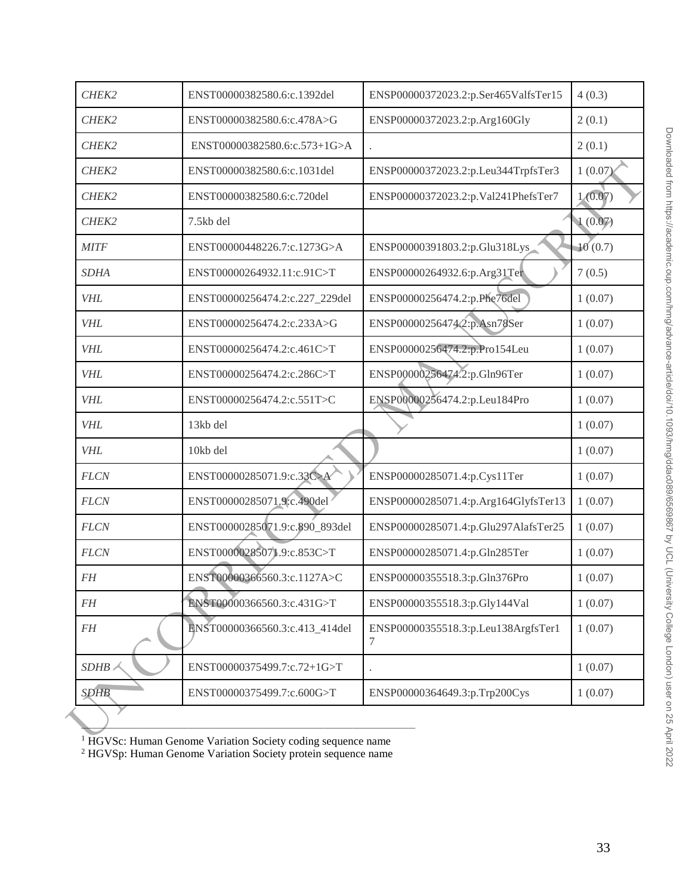| | | | |
|---|---|---|---|
| *CHEK2* | ENST00000382580.6:c.1392del | ENSP00000372023.2:p.Ser465ValfsTer15 | 4 (0.3) |
| *CHEK2* | ENST00000382580.6:c.478A>G | ENSP00000372023.2:p.Arg160Gly | 2 (0.1) |
| *CHEK2* | ENST00000382580.6:c.573+1G>A | . | 2 (0.1) |
| *CHEK2* | ENST00000382580.6:c.1031del | ENSP00000372023.2:p.Leu344TrpfsTer3 | 1 (0.07) |
| *CHEK2* | ENST00000382580.6:c.720del | ENSP00000372023.2:p.Val241PhefsTer7 | 1 (0.07) |
| *CHEK2* | 7.5kb del | | 1 (0.07) |
| *MITF* | ENST00000448226.7:c.1273G>A | ENSP00000391803.2:p.Glu318Lys | 10 (0.7) |
| *SDHA* | ENST00000264932.11:c.91C>T | ENSP00000264932.6:p.Arg31Ter | 7 (0.5) |
| *VHL* | ENST00000256474.2:c.227_229del | ENSP00000256474.2:p.Phe76del | 1 (0.07) |
| *VHL* | ENST00000256474.2:c.233A>G | ENSP00000256474.2:p.Asn78Ser | 1 (0.07) |
| *VHL* | ENST00000256474.2:c.461C>T | ENSP00000256474.2:p.Pro154Leu | 1 (0.07) |
| *VHL* | ENST00000256474.2:c.286C>T | ENSP00000256474.2:p.Gln96Ter | 1 (0.07) |
| *VHL* | ENST00000256474.2:c.551T>C | ENSP00000256474.2:p.Leu184Pro | 1 (0.07) |
| *VHL* | 13kb del | | 1 (0.07) |
| *VHL* | 10kb del | | 1 (0.07) |
| *FLCN* | ENST00000285071.9:c.33C>A | ENSP00000285071.4:p.Cys11Ter | 1 (0.07) |
| *FLCN* | ENST00000285071.9:c.490del | ENSP00000285071.4:p.Arg164GlyfsTer13 | 1 (0.07) |
| *FLCN* | ENST00000285071.9:c.890_893del | ENSP00000285071.4:p.Glu297AlafsTer25 | 1 (0.07) |
| *FLCN* | ENST00000285071.9:c.853C>T | ENSP00000285071.4:p.Gln285Ter | 1 (0.07) |
| *FH* | ENST00000366560.3:c.1127A>C | ENSP00000355518.3:p.Gln376Pro | 1 (0.07) |
| *FH* | ENST00000366560.3:c.431G>T | ENSP00000355518.3:p.Gly144Val | 1 (0.07) |
| *FH* | ENST00000366560.3:c.413_414del | ENSP00000355518.3:p.Leu138ArgfsTer17 | 1 (0.07) |
| *SDHB* | ENST00000375499.7:c.72+1G>T | . | 1 (0.07) |
| *SDHB* | ENST00000375499.7:c.600G>T | ENSP00000364649.3:p.Trp200Cys | 1 (0.07) |

[1] HGVSc: Human Genome Variation Society coding sequence name
[2] HGVSp: Human Genome Variation Society protein sequence name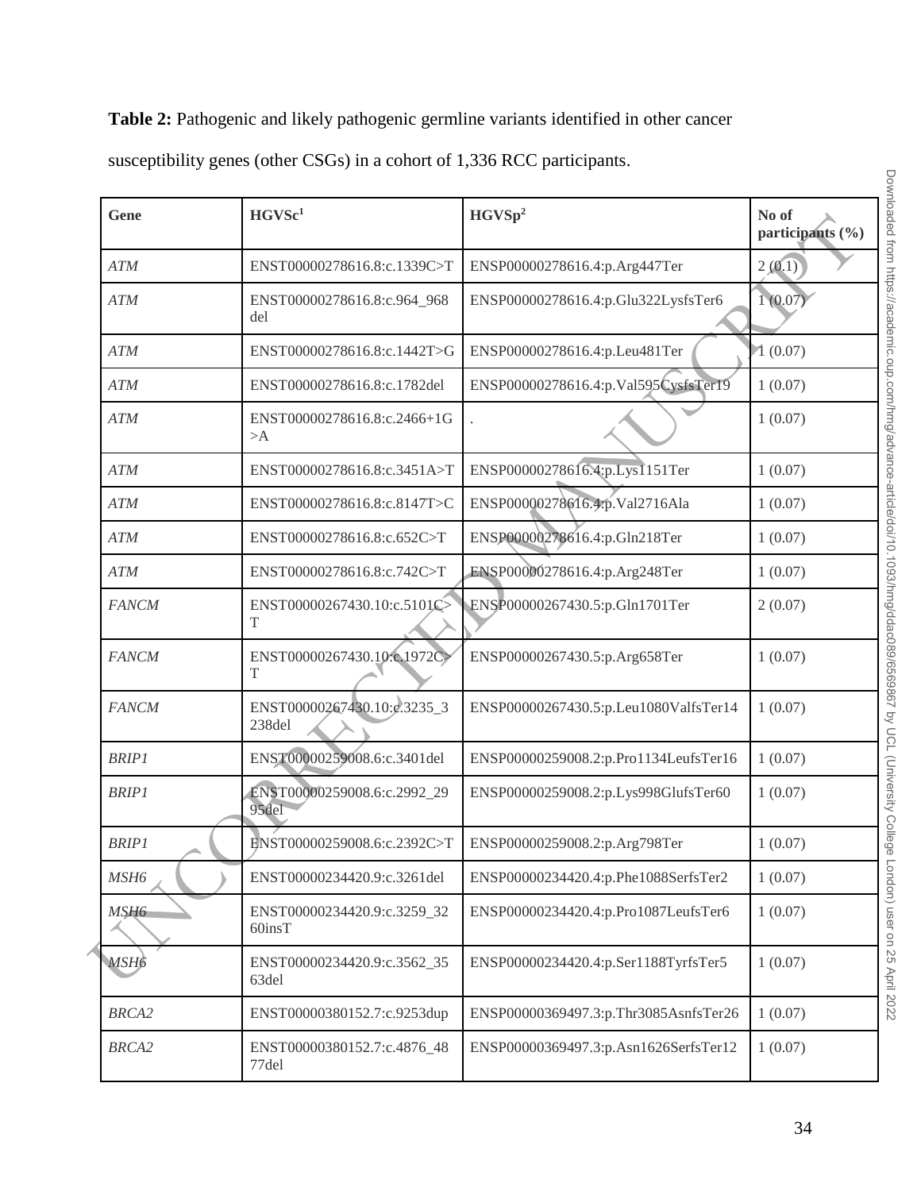**Table 2:** Pathogenic and likely pathogenic germline variants identified in other cancer susceptibility genes (other CSGs) in a cohort of 1,336 RCC participants.

| Gene | HGVSc[1] | HGVSp[2] | No of participants (%) |
|---|---|---|---|
| *ATM* | ENST00000278616.8:c.1339C>T | ENSP00000278616.4:p.Arg447Ter | 2 (0.1) |
| *ATM* | ENST00000278616.8:c.964_968del | ENSP00000278616.4:p.Glu322LysfsTer6 | 1 (0.07) |
| *ATM* | ENST00000278616.8:c.1442T>G | ENSP00000278616.4:p.Leu481Ter | 1 (0.07) |
| *ATM* | ENST00000278616.8:c.1782del | ENSP00000278616.4:p.Val595CysfsTer19 | 1 (0.07) |
| *ATM* | ENST00000278616.8:c.2466+1G>A | . | 1 (0.07) |
| *ATM* | ENST00000278616.8:c.3451A>T | ENSP00000278616.4:p.Lys1151Ter | 1 (0.07) |
| *ATM* | ENST00000278616.8:c.8147T>C | ENSP00000278616.4:p.Val2716Ala | 1 (0.07) |
| *ATM* | ENST00000278616.8:c.652C>T | ENSP00000278616.4:p.Gln218Ter | 1 (0.07) |
| *ATM* | ENST00000278616.8:c.742C>T | ENSP00000278616.4:p.Arg248Ter | 1 (0.07) |
| *FANCM* | ENST00000267430.10:c.5101C>T | ENSP00000267430.5:p.Gln1701Ter | 2 (0.07) |
| *FANCM* | ENST00000267430.10:c.1972C>T | ENSP00000267430.5:p.Arg658Ter | 1 (0.07) |
| *FANCM* | ENST00000267430.10:c.3235_3238del | ENSP00000267430.5:p.Leu1080ValfsTer14 | 1 (0.07) |
| *BRIP1* | ENST00000259008.6:c.3401del | ENSP00000259008.2:p.Pro1134LeufsTer16 | 1 (0.07) |
| *BRIP1* | ENST00000259008.6:c.2992_2995del | ENSP00000259008.2:p.Lys998GlufsTer60 | 1 (0.07) |
| *BRIP1* | ENST00000259008.6:c.2392C>T | ENSP00000259008.2:p.Arg798Ter | 1 (0.07) |
| *MSH6* | ENST00000234420.9:c.3261del | ENSP00000234420.4:p.Phe1088SerfsTer2 | 1 (0.07) |
| *MSH6* | ENST00000234420.9:c.3259_3260insT | ENSP00000234420.4:p.Pro1087LeufsTer6 | 1 (0.07) |
| *MSH6* | ENST00000234420.9:c.3562_3563del | ENSP00000234420.4:p.Ser1188TyrfsTer5 | 1 (0.07) |
| *BRCA2* | ENST00000380152.7:c.9253dup | ENSP00000369497.3:p.Thr3085AsnfsTer26 | 1 (0.07) |
| *BRCA2* | ENST00000380152.7:c.4876_4877del | ENSP00000369497.3:p.Asn1626SerfsTer12 | 1 (0.07) |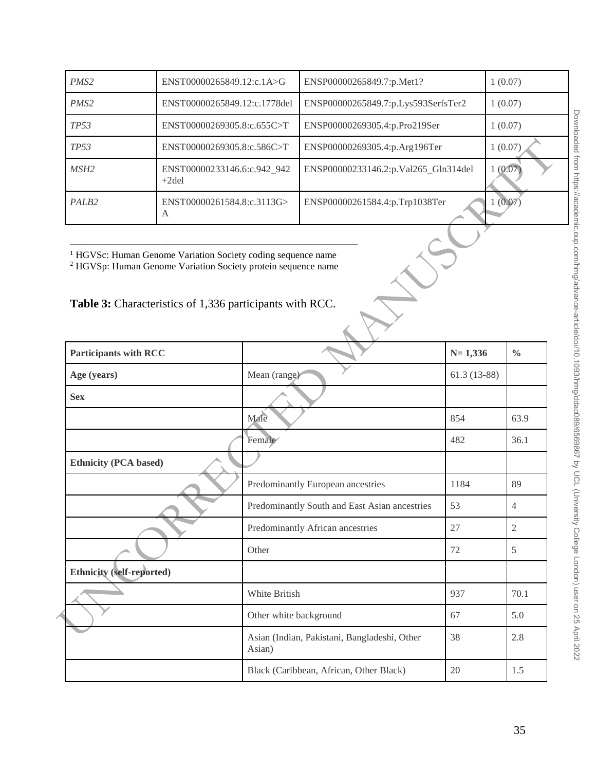| *PMS2* | ENST00000265849.12:c.1A>G | ENSP00000265849.7:p.Met1? | 1 (0.07) |
|---|---|---|---|
| *PMS2* | ENST00000265849.12:c.1778del | ENSP00000265849.7:p.Lys593SerfsTer2 | 1 (0.07) |
| *TP53* | ENST00000269305.8:c.655C>T | ENSP00000269305.4:p.Pro219Ser | 1 (0.07) |
| *TP53* | ENST00000269305.8:c.586C>T | ENSP00000269305.4:p.Arg196Ter | 1 (0.07) |
| *MSH2* | ENST00000233146.6:c.942_942+2del | ENSP00000233146.2:p.Val265_Gln314del | 1 (0.07) |
| *PALB2* | ENST00000261584.8:c.3113G>A | ENSP00000261584.4:p.Trp1038Ter | 1 (0.07) |

[1] HGVSc: Human Genome Variation Society coding sequence name
[2] HGVSp: Human Genome Variation Society protein sequence name

**Table 3:** Characteristics of 1,336 participants with RCC.

| **Participants with RCC** | | **N= 1,336** | **%** |
|---|---|---|---|
| **Age (years)** | Mean (range) | 61.3 (13-88) | |
| **Sex** | | | |
| | Male | 854 | 63.9 |
| | Female | 482 | 36.1 |
| **Ethnicity (PCA based)** | | | |
| | Predominantly European ancestries | 1184 | 89 |
| | Predominantly South and East Asian ancestries | 53 | 4 |
| | Predominantly African ancestries | 27 | 2 |
| | Other | 72 | 5 |
| **Ethnicity (self-reported)** | | | |
| | White British | 937 | 70.1 |
| | Other white background | 67 | 5.0 |
| | Asian (Indian, Pakistani, Bangladeshi, Other Asian) | 38 | 2.8 |
| | Black (Caribbean, African, Other Black) | 20 | 1.5 |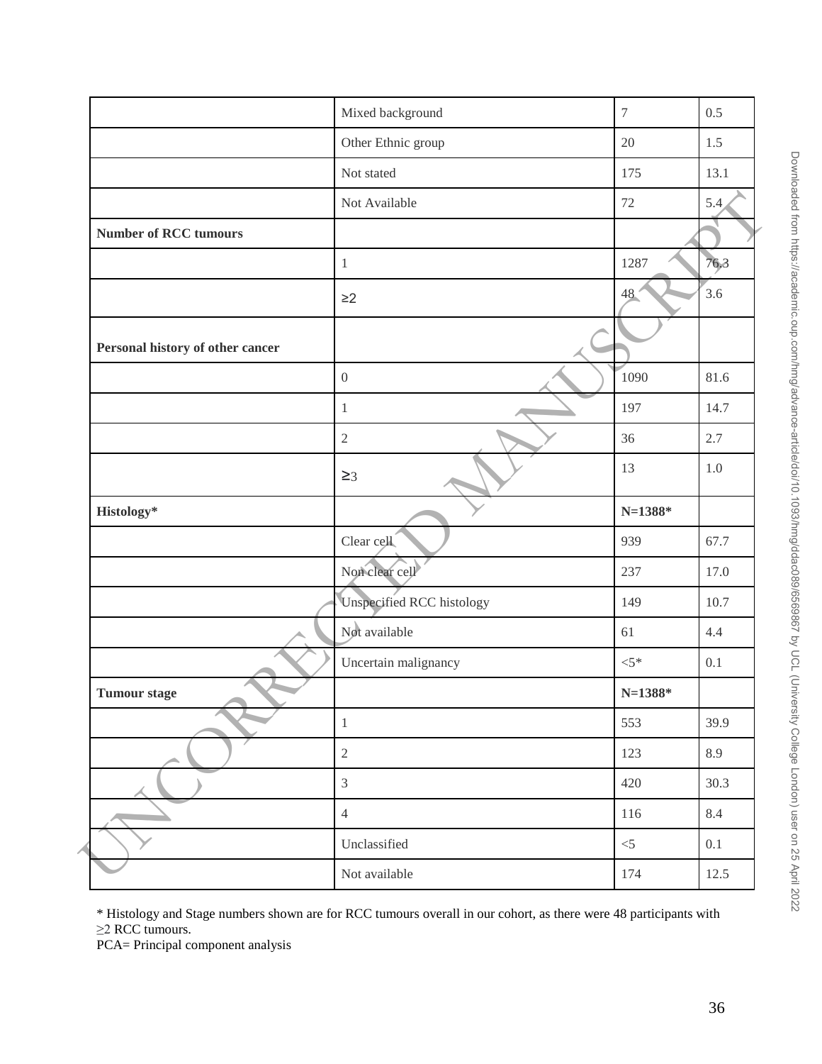|  |  |  |  |
|---|---|---|---|
|  | Mixed background | 7 | 0.5 |
|  | Other Ethnic group | 20 | 1.5 |
|  | Not stated | 175 | 13.1 |
|  | Not Available | 72 | 5.4 |
| **Number of RCC tumours** |  |  |  |
|  | 1 | 1287 | 76.3 |
|  | ≥2 | 48 | 3.6 |
| **Personal history of other cancer** |  |  |  |
|  | 0 | 1090 | 81.6 |
|  | 1 | 197 | 14.7 |
|  | 2 | 36 | 2.7 |
|  | ≥3 | 13 | 1.0 |
| **Histology*** |  | **N=1388*** |  |
|  | Clear cell | 939 | 67.7 |
|  | Non clear cell | 237 | 17.0 |
|  | Unspecified RCC histology | 149 | 10.7 |
|  | Not available | 61 | 4.4 |
|  | Uncertain malignancy | <5* | 0.1 |
| **Tumour stage** |  | **N=1388*** |  |
|  | 1 | 553 | 39.9 |
|  | 2 | 123 | 8.9 |
|  | 3 | 420 | 30.3 |
|  | 4 | 116 | 8.4 |
|  | Unclassified | <5 | 0.1 |
|  | Not available | 174 | 12.5 |

* Histology and Stage numbers shown are for RCC tumours overall in our cohort, as there were 48 participants with ≥2 RCC tumours.
PCA= Principal component analysis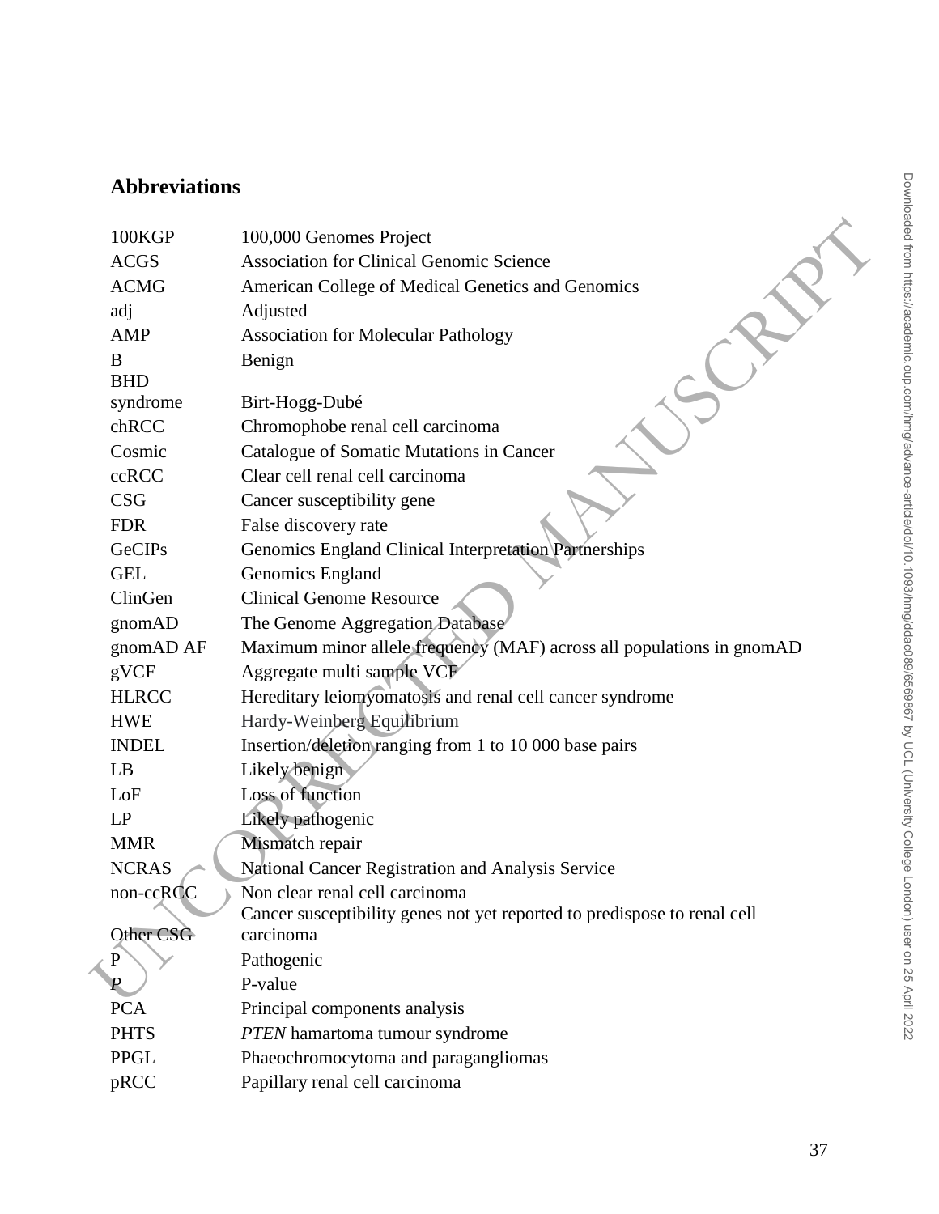## Abbreviations

| | |
|---|---|
| 100KGP | 100,000 Genomes Project |
| ACGS | Association for Clinical Genomic Science |
| ACMG | American College of Medical Genetics and Genomics |
| adj | Adjusted |
| AMP | Association for Molecular Pathology |
| B | Benign |
| BHD syndrome | Birt-Hogg-Dubé |
| chRCC | Chromophobe renal cell carcinoma |
| Cosmic | Catalogue of Somatic Mutations in Cancer |
| ccRCC | Clear cell renal cell carcinoma |
| CSG | Cancer susceptibility gene |
| FDR | False discovery rate |
| GeCIPs | Genomics England Clinical Interpretation Partnerships |
| GEL | Genomics England |
| ClinGen | Clinical Genome Resource |
| gnomAD | The Genome Aggregation Database |
| gnomAD AF | Maximum minor allele frequency (MAF) across all populations in gnomAD |
| gVCF | Aggregate multi sample VCF |
| HLRCC | Hereditary leiomyomatosis and renal cell cancer syndrome |
| HWE | Hardy-Weinberg Equilibrium |
| INDEL | Insertion/deletion ranging from 1 to 10 000 base pairs |
| LB | Likely benign |
| LoF | Loss of function |
| LP | Likely pathogenic |
| MMR | Mismatch repair |
| NCRAS | National Cancer Registration and Analysis Service |
| non-ccRCC | Non clear renal cell carcinoma |
| Other CSG | Cancer susceptibility genes not yet reported to predispose to renal cell carcinoma |
| P | Pathogenic |
| *P* | P-value |
| PCA | Principal components analysis |
| PHTS | *PTEN* hamartoma tumour syndrome |
| PPGL | Phaeochromocytoma and paragangliomas |
| pRCC | Papillary renal cell carcinoma |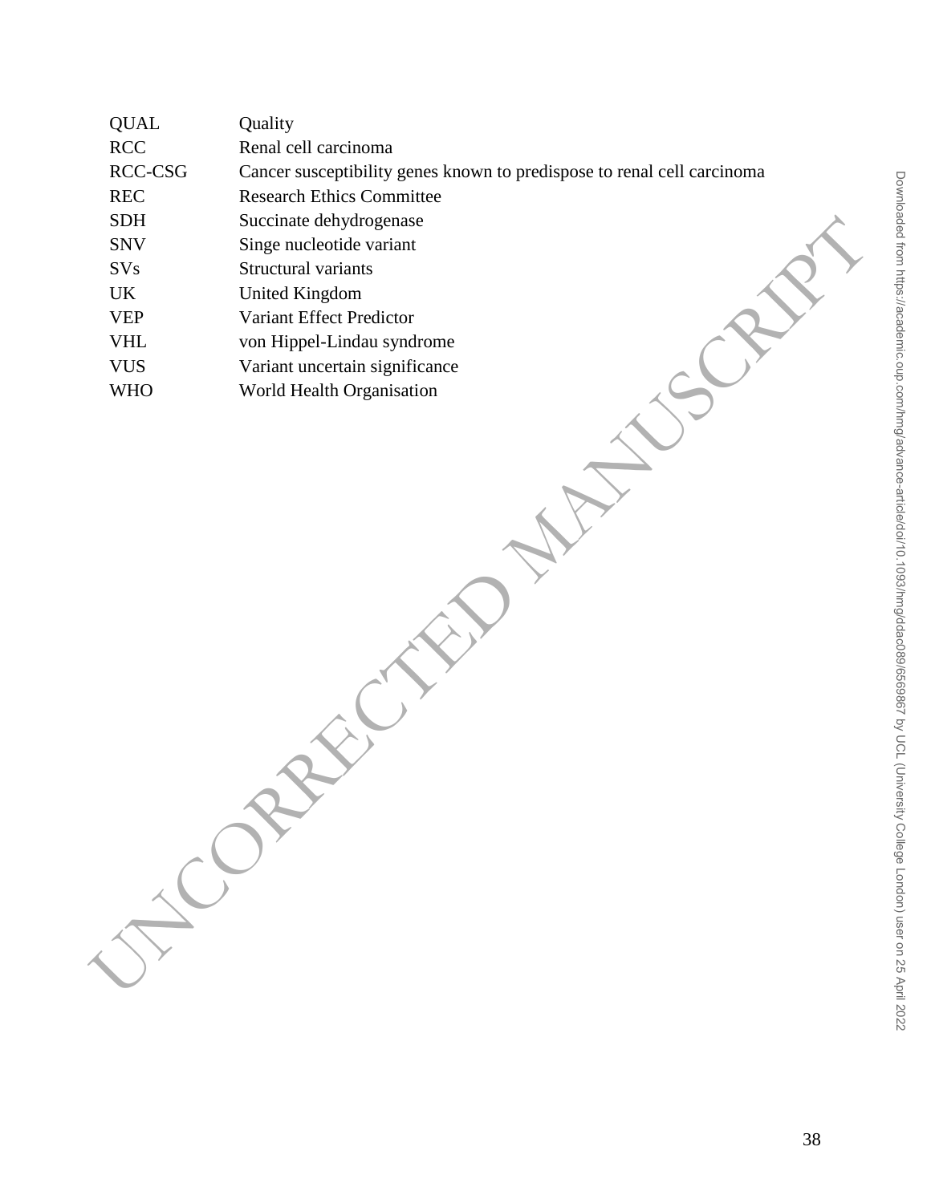| | |
|---|---|
| QUAL | Quality |
| RCC | Renal cell carcinoma |
| RCC-CSG | Cancer susceptibility genes known to predispose to renal cell carcinoma |
| REC | Research Ethics Committee |
| SDH | Succinate dehydrogenase |
| SNV | Singe nucleotide variant |
| SVs | Structural variants |
| UK | United Kingdom |
| VEP | Variant Effect Predictor |
| VHL | von Hippel-Lindau syndrome |
| VUS | Variant uncertain significance |
| WHO | World Health Organisation |